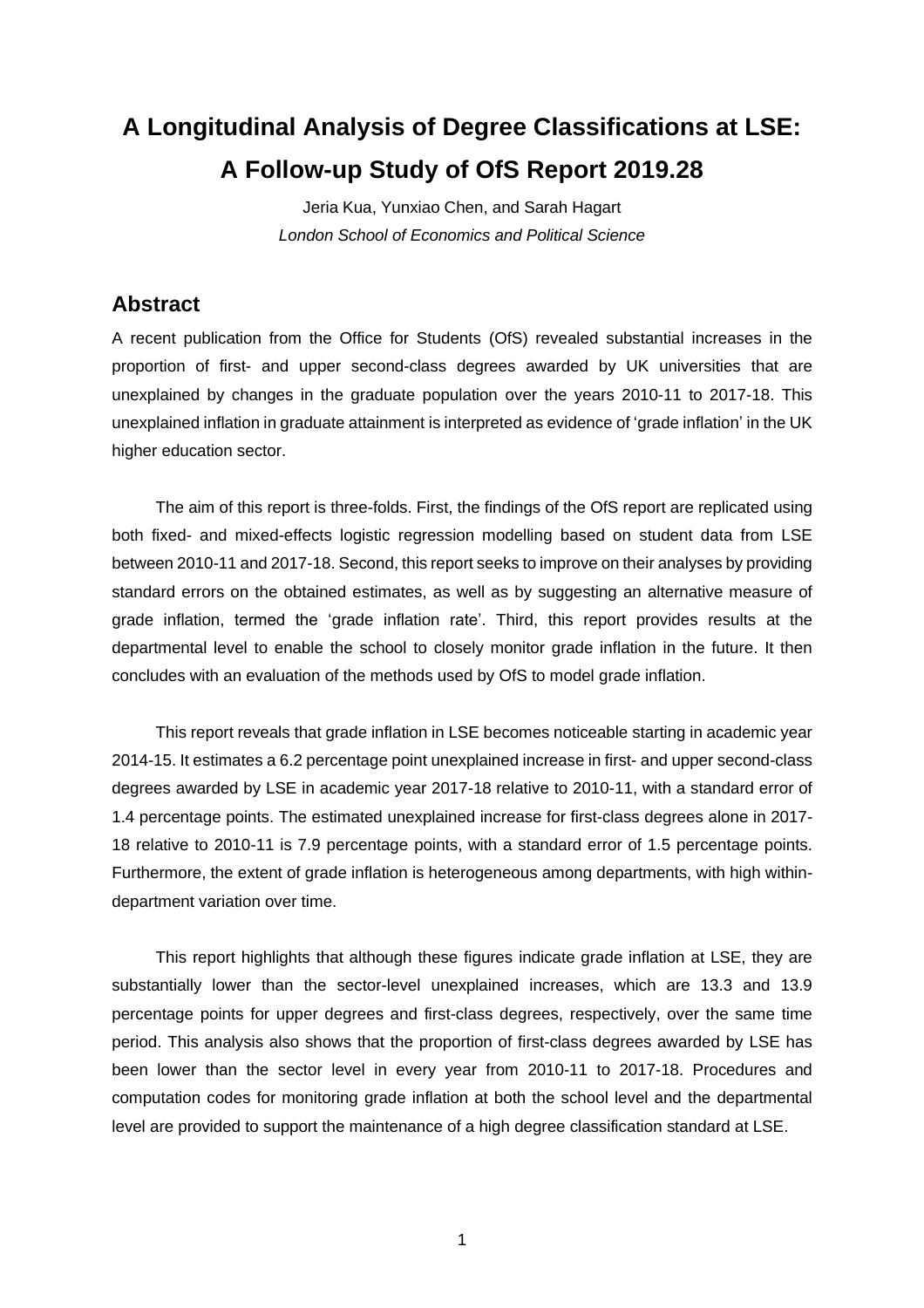# A Longitudinal Analysis of Degree Classifications at LSE: A Follow-up Study of OfS Report 2019.28

Jeria Kua, Yunxiao Chen, and Sarah Hagart

*London School of Economics and Political Science*

## Abstract

A recent publication from the Office for Students (OfS) revealed substantial increases in the proportion of first- and upper second-class degrees awarded by UK universities that are unexplained by changes in the graduate population over the years 2010-11 to 2017-18. This unexplained inflation in graduate attainment is interpreted as evidence of 'grade inflation' in the UK higher education sector.

The aim of this report is three-folds. First, the findings of the OfS report are replicated using both fixed- and mixed-effects logistic regression modelling based on student data from LSE between 2010-11 and 2017-18. Second, this report seeks to improve on their analyses by providing standard errors on the obtained estimates, as well as by suggesting an alternative measure of grade inflation, termed the 'grade inflation rate'. Third, this report provides results at the departmental level to enable the school to closely monitor grade inflation in the future. It then concludes with an evaluation of the methods used by OfS to model grade inflation.

This report reveals that grade inflation in LSE becomes noticeable starting in academic year 2014-15. It estimates a 6.2 percentage point unexplained increase in first- and upper second-class degrees awarded by LSE in academic year 2017-18 relative to 2010-11, with a standard error of 1.4 percentage points. The estimated unexplained increase for first-class degrees alone in 2017-18 relative to 2010-11 is 7.9 percentage points, with a standard error of 1.5 percentage points. Furthermore, the extent of grade inflation is heterogeneous among departments, with high within-department variation over time.

This report highlights that although these figures indicate grade inflation at LSE, they are substantially lower than the sector-level unexplained increases, which are 13.3 and 13.9 percentage points for upper degrees and first-class degrees, respectively, over the same time period. This analysis also shows that the proportion of first-class degrees awarded by LSE has been lower than the sector level in every year from 2010-11 to 2017-18. Procedures and computation codes for monitoring grade inflation at both the school level and the departmental level are provided to support the maintenance of a high degree classification standard at LSE.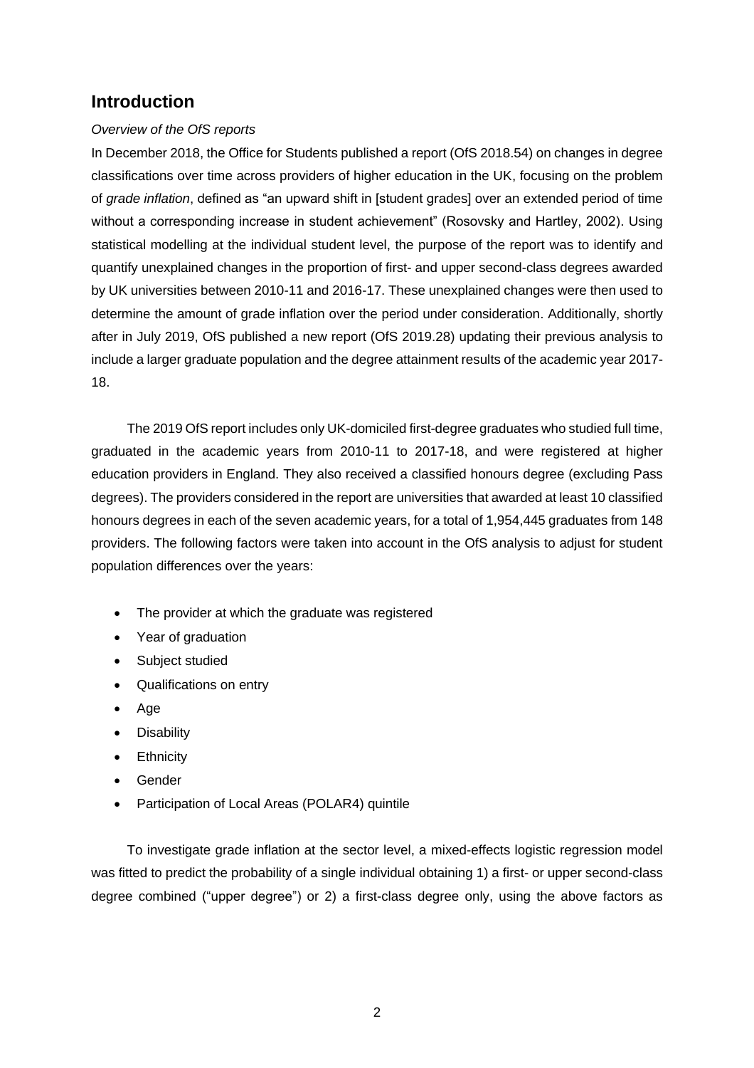## Introduction

*Overview of the OfS reports*

In December 2018, the Office for Students published a report (OfS 2018.54) on changes in degree classifications over time across providers of higher education in the UK, focusing on the problem of *grade inflation*, defined as "an upward shift in [student grades] over an extended period of time without a corresponding increase in student achievement" (Rosovsky and Hartley, 2002). Using statistical modelling at the individual student level, the purpose of the report was to identify and quantify unexplained changes in the proportion of first- and upper second-class degrees awarded by UK universities between 2010-11 and 2016-17. These unexplained changes were then used to determine the amount of grade inflation over the period under consideration. Additionally, shortly after in July 2019, OfS published a new report (OfS 2019.28) updating their previous analysis to include a larger graduate population and the degree attainment results of the academic year 2017-18.

The 2019 OfS report includes only UK-domiciled first-degree graduates who studied full time, graduated in the academic years from 2010-11 to 2017-18, and were registered at higher education providers in England. They also received a classified honours degree (excluding Pass degrees). The providers considered in the report are universities that awarded at least 10 classified honours degrees in each of the seven academic years, for a total of 1,954,445 graduates from 148 providers. The following factors were taken into account in the OfS analysis to adjust for student population differences over the years:

- The provider at which the graduate was registered
- Year of graduation
- Subject studied
- Qualifications on entry
- Age
- Disability
- Ethnicity
- Gender
- Participation of Local Areas (POLAR4) quintile

To investigate grade inflation at the sector level, a mixed-effects logistic regression model was fitted to predict the probability of a single individual obtaining 1) a first- or upper second-class degree combined ("upper degree") or 2) a first-class degree only, using the above factors as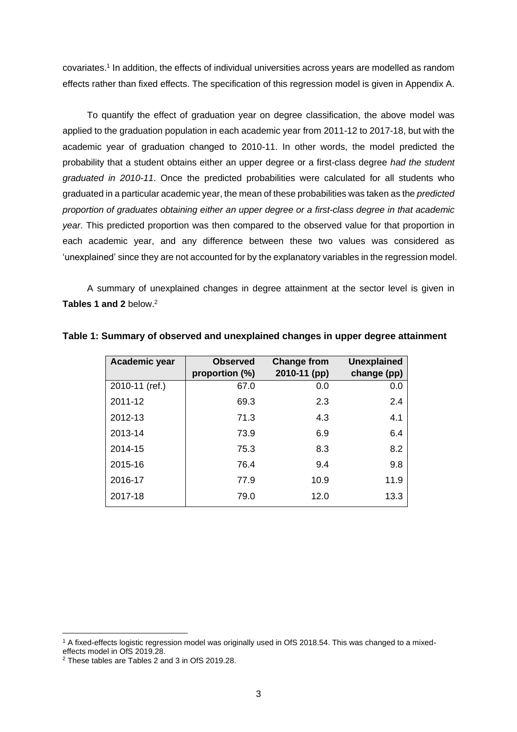covariates.[1] In addition, the effects of individual universities across years are modelled as random effects rather than fixed effects. The specification of this regression model is given in Appendix A.

To quantify the effect of graduation year on degree classification, the above model was applied to the graduation population in each academic year from 2011-12 to 2017-18, but with the academic year of graduation changed to 2010-11. In other words, the model predicted the probability that a student obtains either an upper degree or a first-class degree *had the student graduated in 2010-11*. Once the predicted probabilities were calculated for all students who graduated in a particular academic year, the mean of these probabilities was taken as the *predicted proportion of graduates obtaining either an upper degree or a first-class degree in that academic year*. This predicted proportion was then compared to the observed value for that proportion in each academic year, and any difference between these two values was considered as 'unexplained' since they are not accounted for by the explanatory variables in the regression model.

A summary of unexplained changes in degree attainment at the sector level is given in **Tables 1 and 2** below.[2]

**Table 1: Summary of observed and unexplained changes in upper degree attainment**

| Academic year | Observed proportion (%) | Change from 2010-11 (pp) | Unexplained change (pp) |
|---|---|---|---|
| 2010-11 (ref.) | 67.0 | 0.0 | 0.0 |
| 2011-12 | 69.3 | 2.3 | 2.4 |
| 2012-13 | 71.3 | 4.3 | 4.1 |
| 2013-14 | 73.9 | 6.9 | 6.4 |
| 2014-15 | 75.3 | 8.3 | 8.2 |
| 2015-16 | 76.4 | 9.4 | 9.8 |
| 2016-17 | 77.9 | 10.9 | 11.9 |
| 2017-18 | 79.0 | 12.0 | 13.3 |

[1] A fixed-effects logistic regression model was originally used in OfS 2018.54. This was changed to a mixed-effects model in OfS 2019.28.

[2] These tables are Tables 2 and 3 in OfS 2019.28.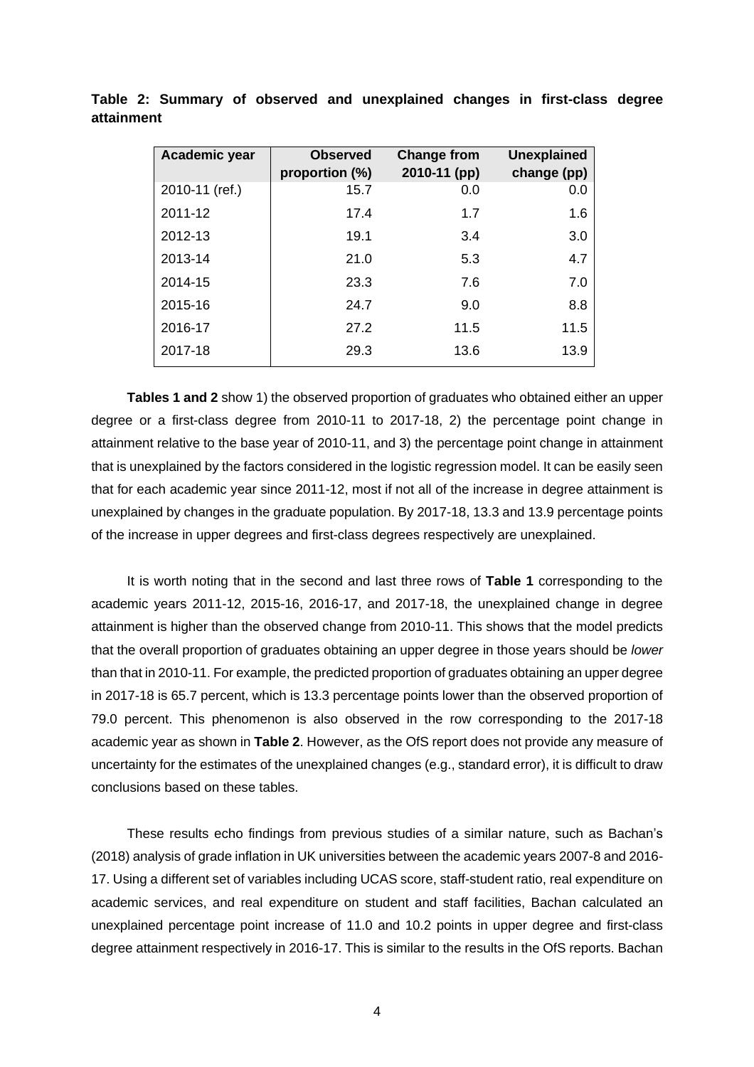**Table 2: Summary of observed and unexplained changes in first-class degree attainment**

| Academic year | Observed proportion (%) | Change from 2010-11 (pp) | Unexplained change (pp) |
|---|---|---|---|
| 2010-11 (ref.) | 15.7 | 0.0 | 0.0 |
| 2011-12 | 17.4 | 1.7 | 1.6 |
| 2012-13 | 19.1 | 3.4 | 3.0 |
| 2013-14 | 21.0 | 5.3 | 4.7 |
| 2014-15 | 23.3 | 7.6 | 7.0 |
| 2015-16 | 24.7 | 9.0 | 8.8 |
| 2016-17 | 27.2 | 11.5 | 11.5 |
| 2017-18 | 29.3 | 13.6 | 13.9 |

**Tables 1 and 2** show 1) the observed proportion of graduates who obtained either an upper degree or a first-class degree from 2010-11 to 2017-18, 2) the percentage point change in attainment relative to the base year of 2010-11, and 3) the percentage point change in attainment that is unexplained by the factors considered in the logistic regression model. It can be easily seen that for each academic year since 2011-12, most if not all of the increase in degree attainment is unexplained by changes in the graduate population. By 2017-18, 13.3 and 13.9 percentage points of the increase in upper degrees and first-class degrees respectively are unexplained.

It is worth noting that in the second and last three rows of **Table 1** corresponding to the academic years 2011-12, 2015-16, 2016-17, and 2017-18, the unexplained change in degree attainment is higher than the observed change from 2010-11. This shows that the model predicts that the overall proportion of graduates obtaining an upper degree in those years should be *lower* than that in 2010-11. For example, the predicted proportion of graduates obtaining an upper degree in 2017-18 is 65.7 percent, which is 13.3 percentage points lower than the observed proportion of 79.0 percent. This phenomenon is also observed in the row corresponding to the 2017-18 academic year as shown in **Table 2**. However, as the OfS report does not provide any measure of uncertainty for the estimates of the unexplained changes (e.g., standard error), it is difficult to draw conclusions based on these tables.

These results echo findings from previous studies of a similar nature, such as Bachan's (2018) analysis of grade inflation in UK universities between the academic years 2007-8 and 2016-17. Using a different set of variables including UCAS score, staff-student ratio, real expenditure on academic services, and real expenditure on student and staff facilities, Bachan calculated an unexplained percentage point increase of 11.0 and 10.2 points in upper degree and first-class degree attainment respectively in 2016-17. This is similar to the results in the OfS reports. Bachan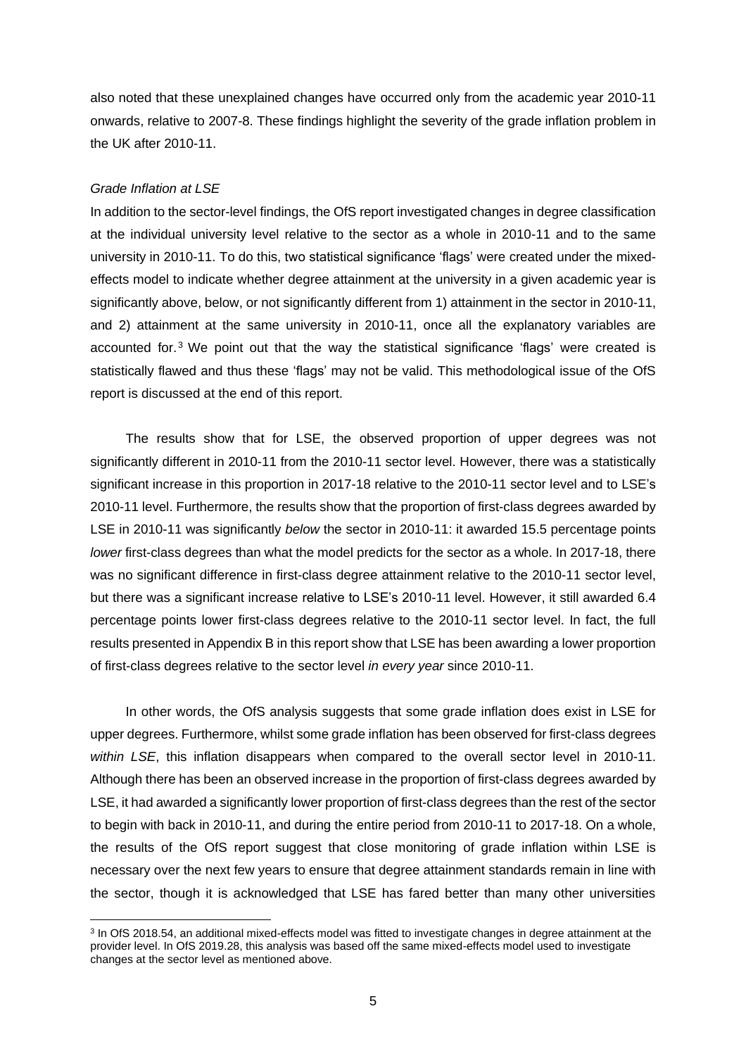also noted that these unexplained changes have occurred only from the academic year 2010-11 onwards, relative to 2007-8. These findings highlight the severity of the grade inflation problem in the UK after 2010-11.

*Grade Inflation at LSE*

In addition to the sector-level findings, the OfS report investigated changes in degree classification at the individual university level relative to the sector as a whole in 2010-11 and to the same university in 2010-11. To do this, two statistical significance 'flags' were created under the mixed-effects model to indicate whether degree attainment at the university in a given academic year is significantly above, below, or not significantly different from 1) attainment in the sector in 2010-11, and 2) attainment at the same university in 2010-11, once all the explanatory variables are accounted for.[3] We point out that the way the statistical significance 'flags' were created is statistically flawed and thus these 'flags' may not be valid. This methodological issue of the OfS report is discussed at the end of this report.

The results show that for LSE, the observed proportion of upper degrees was not significantly different in 2010-11 from the 2010-11 sector level. However, there was a statistically significant increase in this proportion in 2017-18 relative to the 2010-11 sector level and to LSE's 2010-11 level. Furthermore, the results show that the proportion of first-class degrees awarded by LSE in 2010-11 was significantly *below* the sector in 2010-11: it awarded 15.5 percentage points *lower* first-class degrees than what the model predicts for the sector as a whole. In 2017-18, there was no significant difference in first-class degree attainment relative to the 2010-11 sector level, but there was a significant increase relative to LSE's 2010-11 level. However, it still awarded 6.4 percentage points lower first-class degrees relative to the 2010-11 sector level. In fact, the full results presented in Appendix B in this report show that LSE has been awarding a lower proportion of first-class degrees relative to the sector level *in every year* since 2010-11.

In other words, the OfS analysis suggests that some grade inflation does exist in LSE for upper degrees. Furthermore, whilst some grade inflation has been observed for first-class degrees *within LSE*, this inflation disappears when compared to the overall sector level in 2010-11. Although there has been an observed increase in the proportion of first-class degrees awarded by LSE, it had awarded a significantly lower proportion of first-class degrees than the rest of the sector to begin with back in 2010-11, and during the entire period from 2010-11 to 2017-18. On a whole, the results of the OfS report suggest that close monitoring of grade inflation within LSE is necessary over the next few years to ensure that degree attainment standards remain in line with the sector, though it is acknowledged that LSE has fared better than many other universities

[3] In OfS 2018.54, an additional mixed-effects model was fitted to investigate changes in degree attainment at the provider level. In OfS 2019.28, this analysis was based off the same mixed-effects model used to investigate changes at the sector level as mentioned above.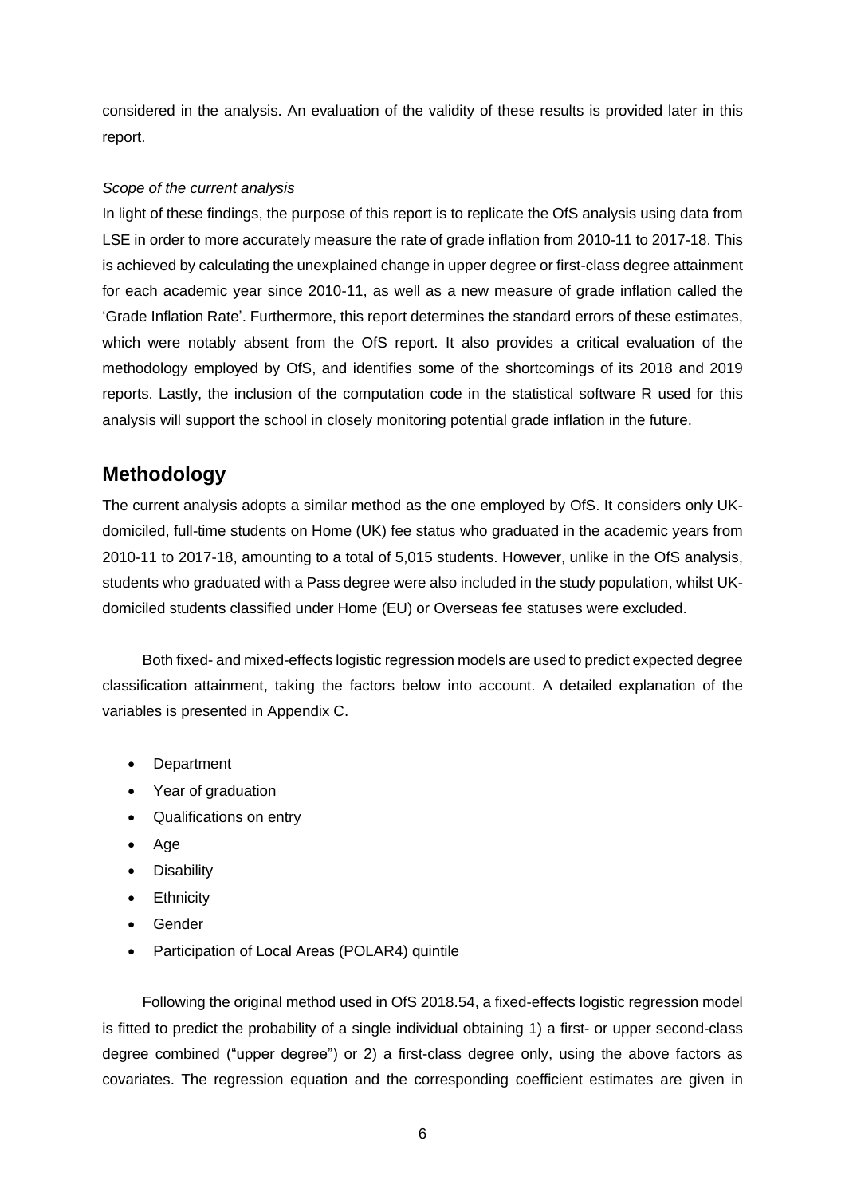considered in the analysis. An evaluation of the validity of these results is provided later in this report.

*Scope of the current analysis*

In light of these findings, the purpose of this report is to replicate the OfS analysis using data from LSE in order to more accurately measure the rate of grade inflation from 2010-11 to 2017-18. This is achieved by calculating the unexplained change in upper degree or first-class degree attainment for each academic year since 2010-11, as well as a new measure of grade inflation called the 'Grade Inflation Rate'. Furthermore, this report determines the standard errors of these estimates, which were notably absent from the OfS report. It also provides a critical evaluation of the methodology employed by OfS, and identifies some of the shortcomings of its 2018 and 2019 reports. Lastly, the inclusion of the computation code in the statistical software R used for this analysis will support the school in closely monitoring potential grade inflation in the future.

## Methodology

The current analysis adopts a similar method as the one employed by OfS. It considers only UK-domiciled, full-time students on Home (UK) fee status who graduated in the academic years from 2010-11 to 2017-18, amounting to a total of 5,015 students. However, unlike in the OfS analysis, students who graduated with a Pass degree were also included in the study population, whilst UK-domiciled students classified under Home (EU) or Overseas fee statuses were excluded.

Both fixed- and mixed-effects logistic regression models are used to predict expected degree classification attainment, taking the factors below into account. A detailed explanation of the variables is presented in Appendix C.

- Department
- Year of graduation
- Qualifications on entry
- Age
- Disability
- Ethnicity
- Gender
- Participation of Local Areas (POLAR4) quintile

Following the original method used in OfS 2018.54, a fixed-effects logistic regression model is fitted to predict the probability of a single individual obtaining 1) a first- or upper second-class degree combined ("upper degree") or 2) a first-class degree only, using the above factors as covariates. The regression equation and the corresponding coefficient estimates are given in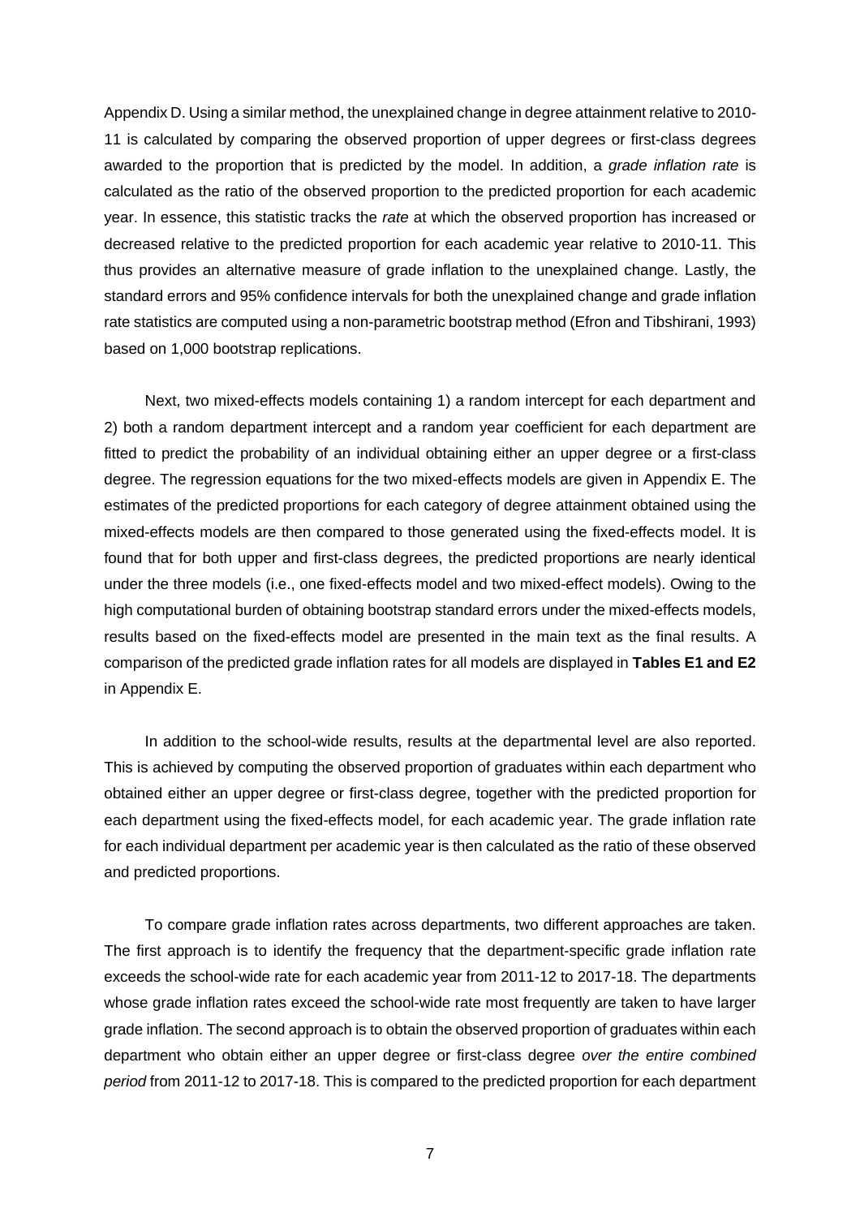Appendix D. Using a similar method, the unexplained change in degree attainment relative to 2010-11 is calculated by comparing the observed proportion of upper degrees or first-class degrees awarded to the proportion that is predicted by the model. In addition, a *grade inflation rate* is calculated as the ratio of the observed proportion to the predicted proportion for each academic year. In essence, this statistic tracks the *rate* at which the observed proportion has increased or decreased relative to the predicted proportion for each academic year relative to 2010-11. This thus provides an alternative measure of grade inflation to the unexplained change. Lastly, the standard errors and 95% confidence intervals for both the unexplained change and grade inflation rate statistics are computed using a non-parametric bootstrap method (Efron and Tibshirani, 1993) based on 1,000 bootstrap replications.

Next, two mixed-effects models containing 1) a random intercept for each department and 2) both a random department intercept and a random year coefficient for each department are fitted to predict the probability of an individual obtaining either an upper degree or a first-class degree. The regression equations for the two mixed-effects models are given in Appendix E. The estimates of the predicted proportions for each category of degree attainment obtained using the mixed-effects models are then compared to those generated using the fixed-effects model. It is found that for both upper and first-class degrees, the predicted proportions are nearly identical under the three models (i.e., one fixed-effects model and two mixed-effect models). Owing to the high computational burden of obtaining bootstrap standard errors under the mixed-effects models, results based on the fixed-effects model are presented in the main text as the final results. A comparison of the predicted grade inflation rates for all models are displayed in **Tables E1 and E2** in Appendix E.

In addition to the school-wide results, results at the departmental level are also reported. This is achieved by computing the observed proportion of graduates within each department who obtained either an upper degree or first-class degree, together with the predicted proportion for each department using the fixed-effects model, for each academic year. The grade inflation rate for each individual department per academic year is then calculated as the ratio of these observed and predicted proportions.

To compare grade inflation rates across departments, two different approaches are taken. The first approach is to identify the frequency that the department-specific grade inflation rate exceeds the school-wide rate for each academic year from 2011-12 to 2017-18. The departments whose grade inflation rates exceed the school-wide rate most frequently are taken to have larger grade inflation. The second approach is to obtain the observed proportion of graduates within each department who obtain either an upper degree or first-class degree *over the entire combined period* from 2011-12 to 2017-18. This is compared to the predicted proportion for each department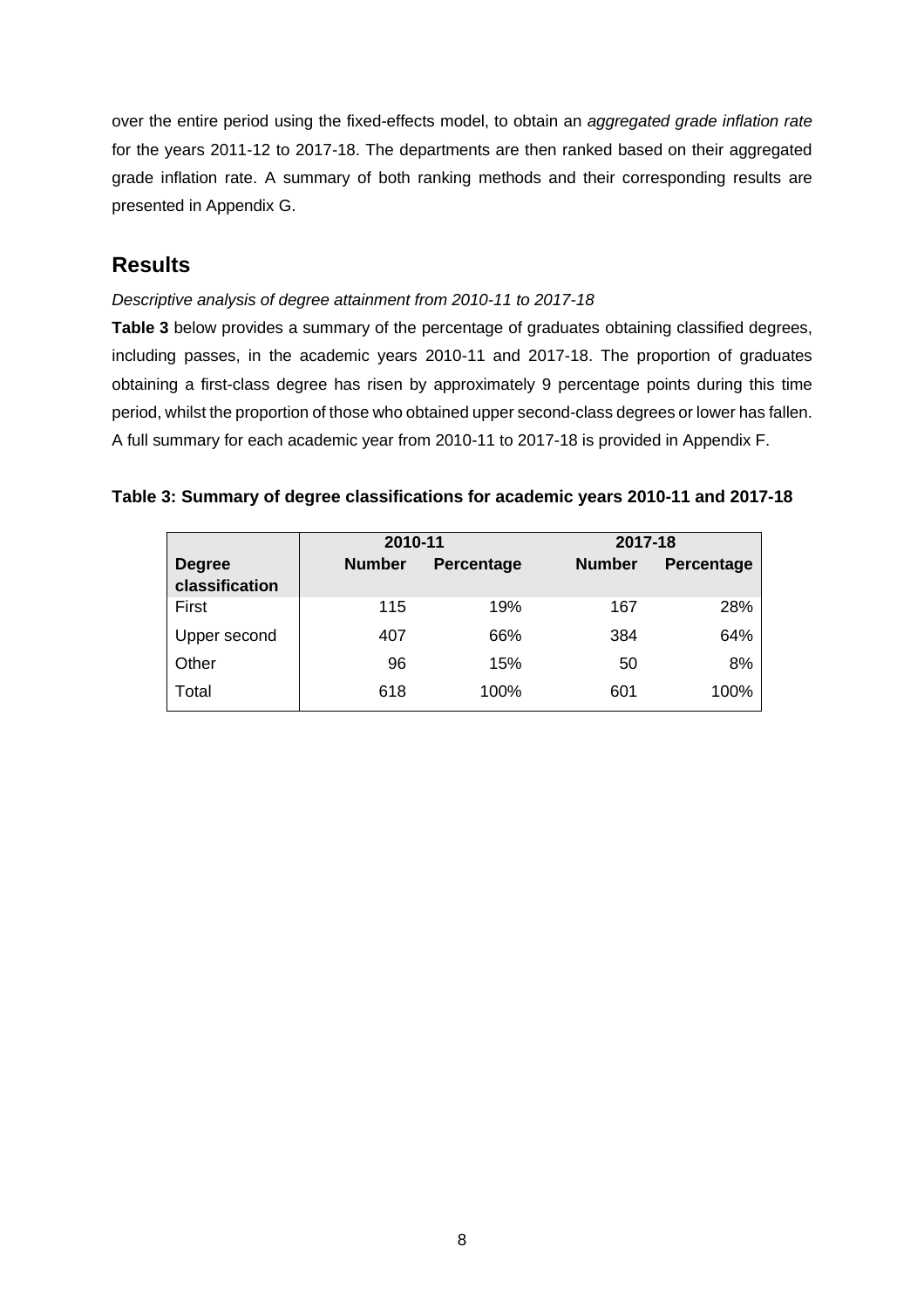over the entire period using the fixed-effects model, to obtain an *aggregated grade inflation rate* for the years 2011-12 to 2017-18. The departments are then ranked based on their aggregated grade inflation rate. A summary of both ranking methods and their corresponding results are presented in Appendix G.

## Results

*Descriptive analysis of degree attainment from 2010-11 to 2017-18*

**Table 3** below provides a summary of the percentage of graduates obtaining classified degrees, including passes, in the academic years 2010-11 and 2017-18. The proportion of graduates obtaining a first-class degree has risen by approximately 9 percentage points during this time period, whilst the proportion of those who obtained upper second-class degrees or lower has fallen. A full summary for each academic year from 2010-11 to 2017-18 is provided in Appendix F.

**Table 3: Summary of degree classifications for academic years 2010-11 and 2017-18**

| | 2010-11 | | 2017-18 | |
|---|---|---|---|---|
| **Degree classification** | **Number** | **Percentage** | **Number** | **Percentage** |
| First | 115 | 19% | 167 | 28% |
| Upper second | 407 | 66% | 384 | 64% |
| Other | 96 | 15% | 50 | 8% |
| Total | 618 | 100% | 601 | 100% |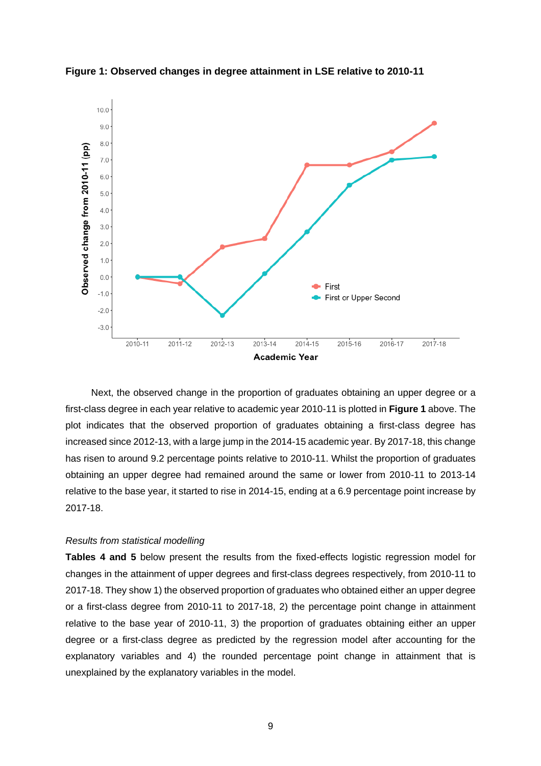**Figure 1: Observed changes in degree attainment in LSE relative to 2010-11**

Next, the observed change in the proportion of graduates obtaining an upper degree or a first-class degree in each year relative to academic year 2010-11 is plotted in **Figure 1** above. The plot indicates that the observed proportion of graduates obtaining a first-class degree has increased since 2012-13, with a large jump in the 2014-15 academic year. By 2017-18, this change has risen to around 9.2 percentage points relative to 2010-11. Whilst the proportion of graduates obtaining an upper degree had remained around the same or lower from 2010-11 to 2013-14 relative to the base year, it started to rise in 2014-15, ending at a 6.9 percentage point increase by 2017-18.

*Results from statistical modelling*

**Tables 4 and 5** below present the results from the fixed-effects logistic regression model for changes in the attainment of upper degrees and first-class degrees respectively, from 2010-11 to 2017-18. They show 1) the observed proportion of graduates who obtained either an upper degree or a first-class degree from 2010-11 to 2017-18, 2) the percentage point change in attainment relative to the base year of 2010-11, 3) the proportion of graduates obtaining either an upper degree or a first-class degree as predicted by the regression model after accounting for the explanatory variables and 4) the rounded percentage point change in attainment that is unexplained by the explanatory variables in the model.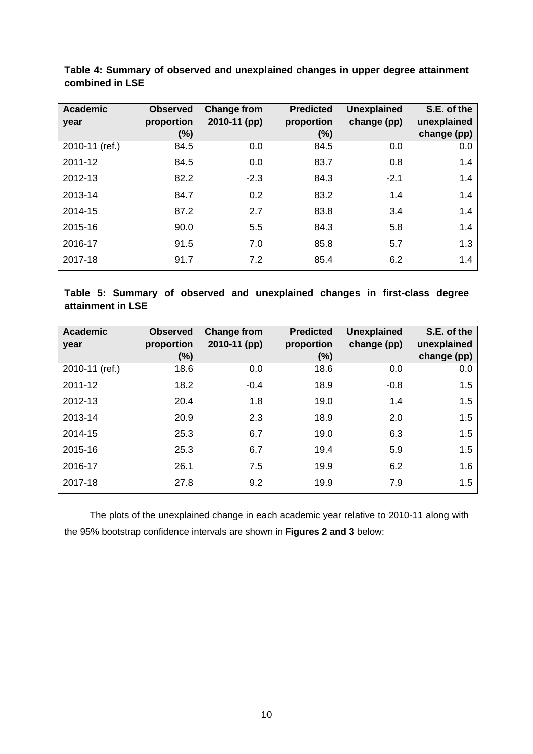**Table 4: Summary of observed and unexplained changes in upper degree attainment combined in LSE**

| Academic year | Observed proportion (%) | Change from 2010-11 (pp) | Predicted proportion (%) | Unexplained change (pp) | S.E. of the unexplained change (pp) |
|---|---|---|---|---|---|
| 2010-11 (ref.) | 84.5 | 0.0 | 84.5 | 0.0 | 0.0 |
| 2011-12 | 84.5 | 0.0 | 83.7 | 0.8 | 1.4 |
| 2012-13 | 82.2 | -2.3 | 84.3 | -2.1 | 1.4 |
| 2013-14 | 84.7 | 0.2 | 83.2 | 1.4 | 1.4 |
| 2014-15 | 87.2 | 2.7 | 83.8 | 3.4 | 1.4 |
| 2015-16 | 90.0 | 5.5 | 84.3 | 5.8 | 1.4 |
| 2016-17 | 91.5 | 7.0 | 85.8 | 5.7 | 1.3 |
| 2017-18 | 91.7 | 7.2 | 85.4 | 6.2 | 1.4 |

**Table 5: Summary of observed and unexplained changes in first-class degree attainment in LSE**

| Academic year | Observed proportion (%) | Change from 2010-11 (pp) | Predicted proportion (%) | Unexplained change (pp) | S.E. of the unexplained change (pp) |
|---|---|---|---|---|---|
| 2010-11 (ref.) | 18.6 | 0.0 | 18.6 | 0.0 | 0.0 |
| 2011-12 | 18.2 | -0.4 | 18.9 | -0.8 | 1.5 |
| 2012-13 | 20.4 | 1.8 | 19.0 | 1.4 | 1.5 |
| 2013-14 | 20.9 | 2.3 | 18.9 | 2.0 | 1.5 |
| 2014-15 | 25.3 | 6.7 | 19.0 | 6.3 | 1.5 |
| 2015-16 | 25.3 | 6.7 | 19.4 | 5.9 | 1.5 |
| 2016-17 | 26.1 | 7.5 | 19.9 | 6.2 | 1.6 |
| 2017-18 | 27.8 | 9.2 | 19.9 | 7.9 | 1.5 |

The plots of the unexplained change in each academic year relative to 2010-11 along with the 95% bootstrap confidence intervals are shown in **Figures 2 and 3** below: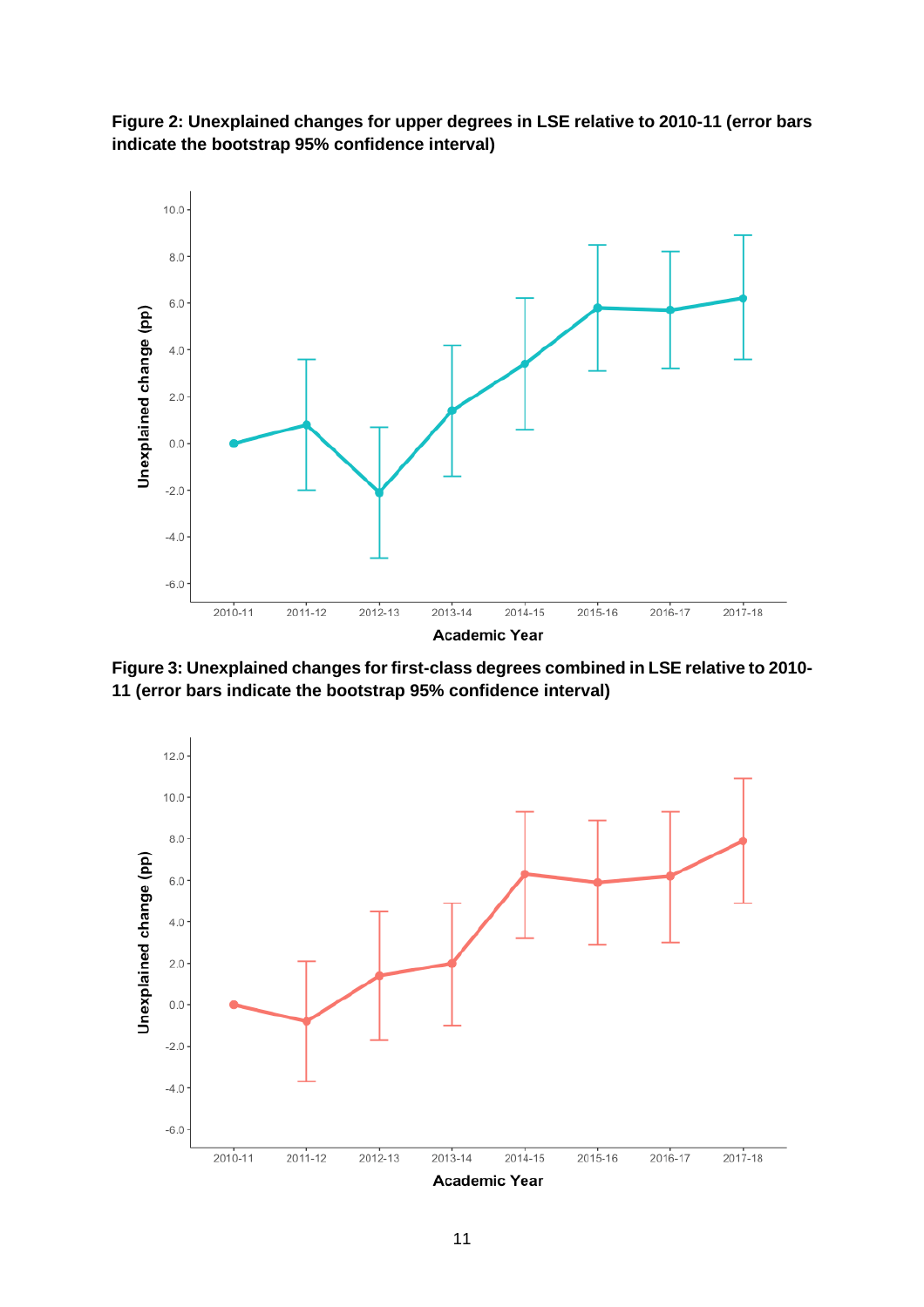**Figure 2: Unexplained changes for upper degrees in LSE relative to 2010-11 (error bars indicate the bootstrap 95% confidence interval)**

**Figure 3: Unexplained changes for first-class degrees combined in LSE relative to 2010-11 (error bars indicate the bootstrap 95% confidence interval)**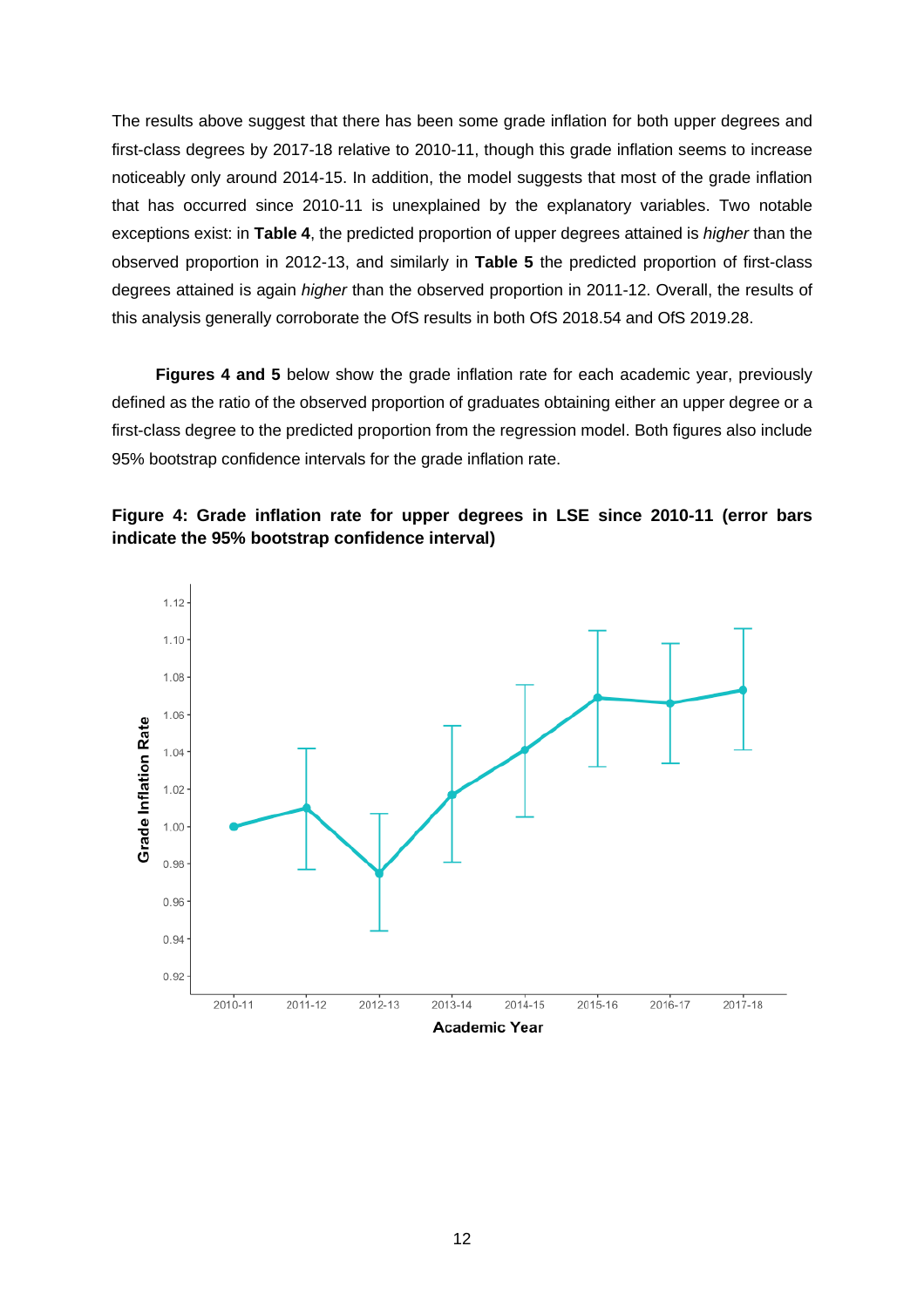The results above suggest that there has been some grade inflation for both upper degrees and first-class degrees by 2017-18 relative to 2010-11, though this grade inflation seems to increase noticeably only around 2014-15. In addition, the model suggests that most of the grade inflation that has occurred since 2010-11 is unexplained by the explanatory variables. Two notable exceptions exist: in **Table 4**, the predicted proportion of upper degrees attained is *higher* than the observed proportion in 2012-13, and similarly in **Table 5** the predicted proportion of first-class degrees attained is again *higher* than the observed proportion in 2011-12. Overall, the results of this analysis generally corroborate the OfS results in both OfS 2018.54 and OfS 2019.28.

**Figures 4 and 5** below show the grade inflation rate for each academic year, previously defined as the ratio of the observed proportion of graduates obtaining either an upper degree or a first-class degree to the predicted proportion from the regression model. Both figures also include 95% bootstrap confidence intervals for the grade inflation rate.

**Figure 4: Grade inflation rate for upper degrees in LSE since 2010-11 (error bars indicate the 95% bootstrap confidence interval)**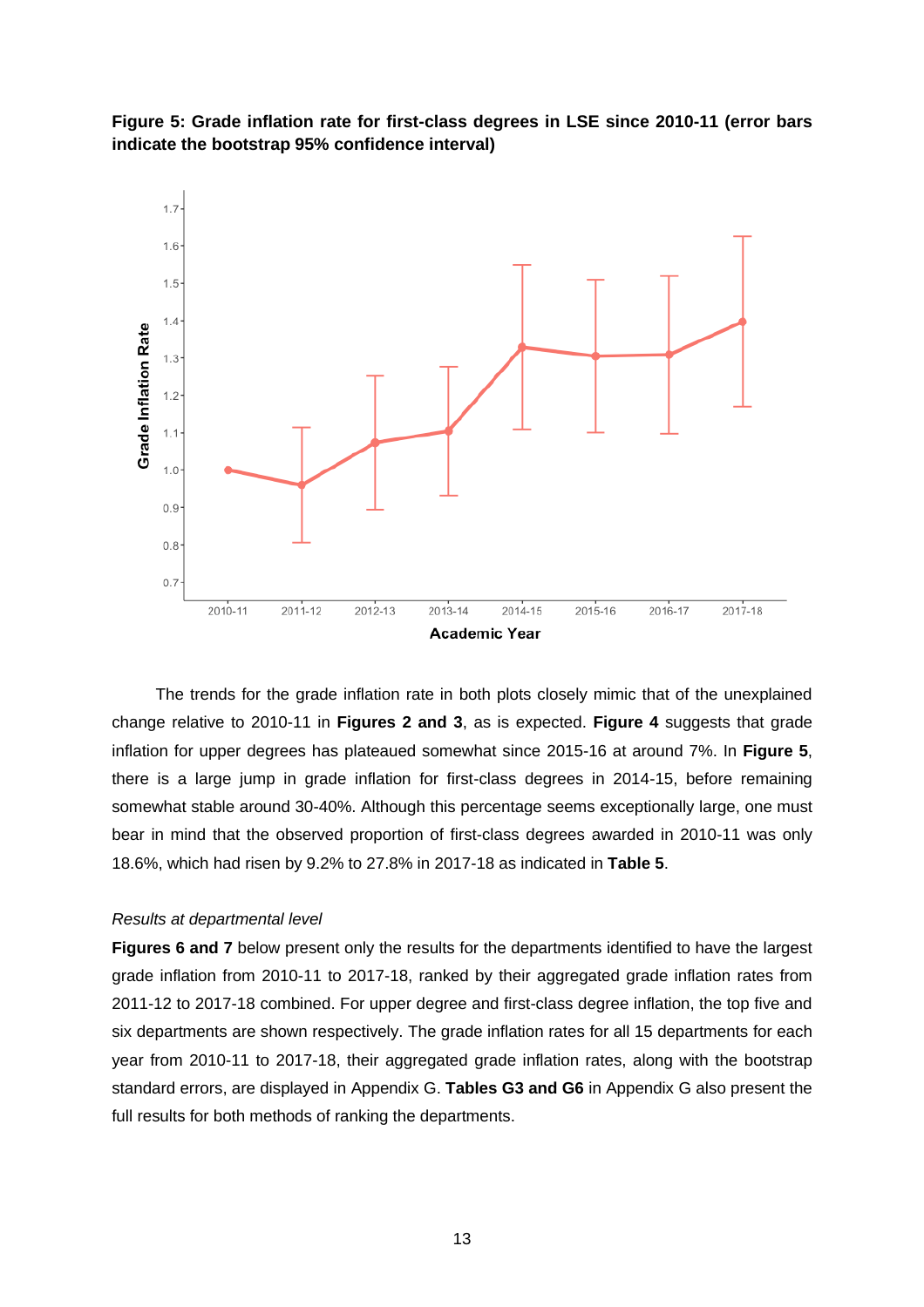**Figure 5: Grade inflation rate for first-class degrees in LSE since 2010-11 (error bars indicate the bootstrap 95% confidence interval)**

The trends for the grade inflation rate in both plots closely mimic that of the unexplained change relative to 2010-11 in **Figures 2 and 3**, as is expected. **Figure 4** suggests that grade inflation for upper degrees has plateaued somewhat since 2015-16 at around 7%. In **Figure 5**, there is a large jump in grade inflation for first-class degrees in 2014-15, before remaining somewhat stable around 30-40%. Although this percentage seems exceptionally large, one must bear in mind that the observed proportion of first-class degrees awarded in 2010-11 was only 18.6%, which had risen by 9.2% to 27.8% in 2017-18 as indicated in **Table 5**.

*Results at departmental level*

**Figures 6 and 7** below present only the results for the departments identified to have the largest grade inflation from 2010-11 to 2017-18, ranked by their aggregated grade inflation rates from 2011-12 to 2017-18 combined. For upper degree and first-class degree inflation, the top five and six departments are shown respectively. The grade inflation rates for all 15 departments for each year from 2010-11 to 2017-18, their aggregated grade inflation rates, along with the bootstrap standard errors, are displayed in Appendix G. **Tables G3 and G6** in Appendix G also present the full results for both methods of ranking the departments.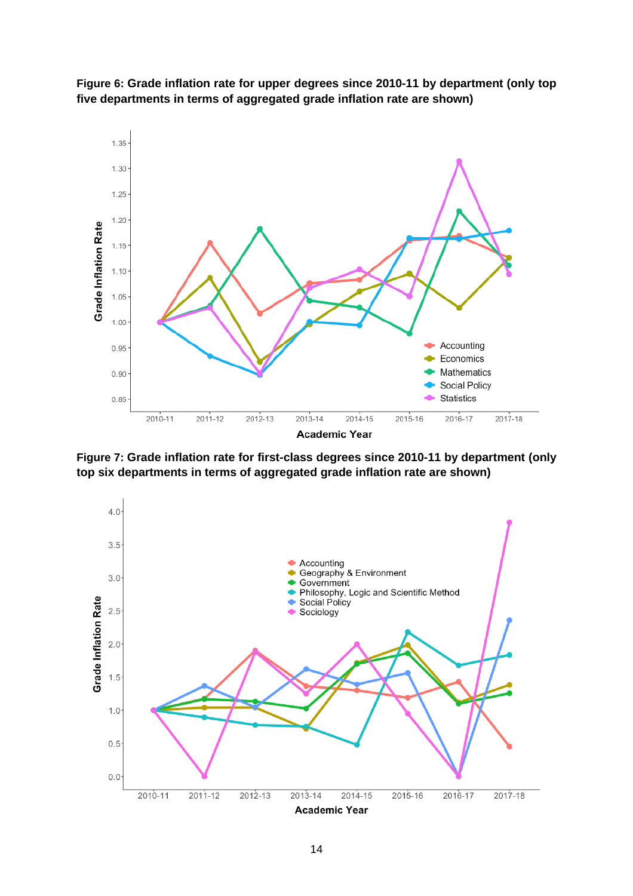**Figure 6: Grade inflation rate for upper degrees since 2010-11 by department (only top five departments in terms of aggregated grade inflation rate are shown)**

**Figure 7: Grade inflation rate for first-class degrees since 2010-11 by department (only top six departments in terms of aggregated grade inflation rate are shown)**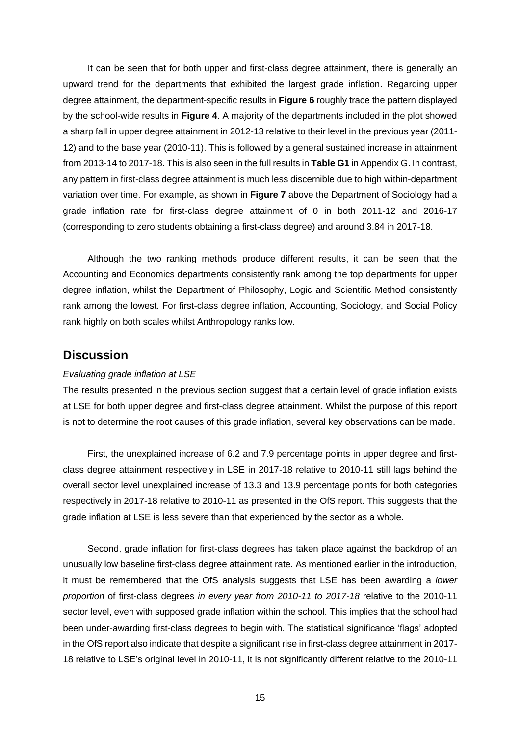It can be seen that for both upper and first-class degree attainment, there is generally an upward trend for the departments that exhibited the largest grade inflation. Regarding upper degree attainment, the department-specific results in **Figure 6** roughly trace the pattern displayed by the school-wide results in **Figure 4**. A majority of the departments included in the plot showed a sharp fall in upper degree attainment in 2012-13 relative to their level in the previous year (2011-12) and to the base year (2010-11). This is followed by a general sustained increase in attainment from 2013-14 to 2017-18. This is also seen in the full results in **Table G1** in Appendix G. In contrast, any pattern in first-class degree attainment is much less discernible due to high within-department variation over time. For example, as shown in **Figure 7** above the Department of Sociology had a grade inflation rate for first-class degree attainment of 0 in both 2011-12 and 2016-17 (corresponding to zero students obtaining a first-class degree) and around 3.84 in 2017-18.

Although the two ranking methods produce different results, it can be seen that the Accounting and Economics departments consistently rank among the top departments for upper degree inflation, whilst the Department of Philosophy, Logic and Scientific Method consistently rank among the lowest. For first-class degree inflation, Accounting, Sociology, and Social Policy rank highly on both scales whilst Anthropology ranks low.

## Discussion

*Evaluating grade inflation at LSE*

The results presented in the previous section suggest that a certain level of grade inflation exists at LSE for both upper degree and first-class degree attainment. Whilst the purpose of this report is not to determine the root causes of this grade inflation, several key observations can be made.

First, the unexplained increase of 6.2 and 7.9 percentage points in upper degree and first-class degree attainment respectively in LSE in 2017-18 relative to 2010-11 still lags behind the overall sector level unexplained increase of 13.3 and 13.9 percentage points for both categories respectively in 2017-18 relative to 2010-11 as presented in the OfS report. This suggests that the grade inflation at LSE is less severe than that experienced by the sector as a whole.

Second, grade inflation for first-class degrees has taken place against the backdrop of an unusually low baseline first-class degree attainment rate. As mentioned earlier in the introduction, it must be remembered that the OfS analysis suggests that LSE has been awarding a *lower proportion* of first-class degrees *in every year from 2010-11 to 2017-18* relative to the 2010-11 sector level, even with supposed grade inflation within the school. This implies that the school had been under-awarding first-class degrees to begin with. The statistical significance 'flags' adopted in the OfS report also indicate that despite a significant rise in first-class degree attainment in 2017-18 relative to LSE's original level in 2010-11, it is not significantly different relative to the 2010-11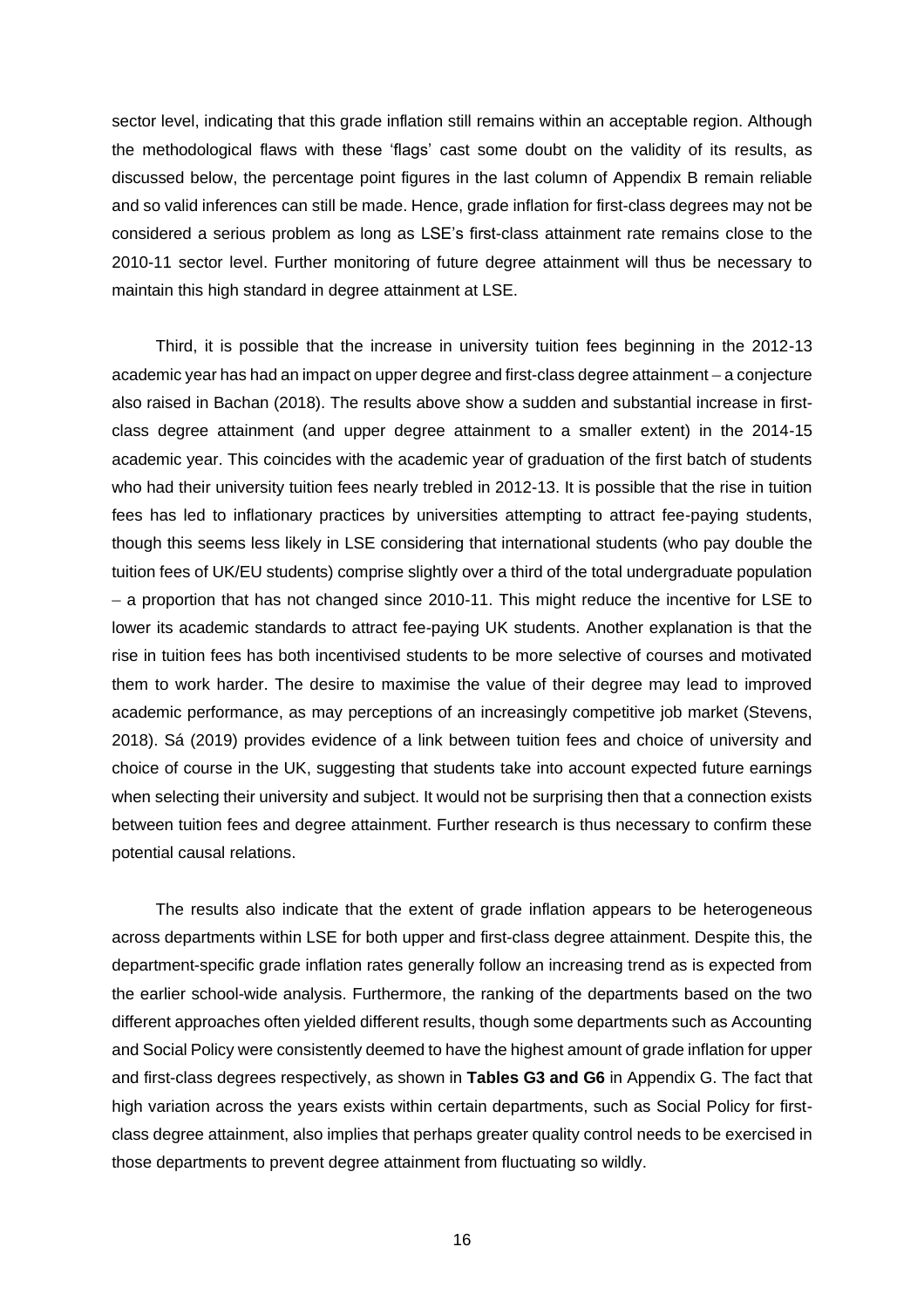sector level, indicating that this grade inflation still remains within an acceptable region. Although the methodological flaws with these 'flags' cast some doubt on the validity of its results, as discussed below, the percentage point figures in the last column of Appendix B remain reliable and so valid inferences can still be made. Hence, grade inflation for first-class degrees may not be considered a serious problem as long as LSE's first-class attainment rate remains close to the 2010-11 sector level. Further monitoring of future degree attainment will thus be necessary to maintain this high standard in degree attainment at LSE.

Third, it is possible that the increase in university tuition fees beginning in the 2012-13 academic year has had an impact on upper degree and first-class degree attainment – a conjecture also raised in Bachan (2018). The results above show a sudden and substantial increase in first-class degree attainment (and upper degree attainment to a smaller extent) in the 2014-15 academic year. This coincides with the academic year of graduation of the first batch of students who had their university tuition fees nearly trebled in 2012-13. It is possible that the rise in tuition fees has led to inflationary practices by universities attempting to attract fee-paying students, though this seems less likely in LSE considering that international students (who pay double the tuition fees of UK/EU students) comprise slightly over a third of the total undergraduate population – a proportion that has not changed since 2010-11. This might reduce the incentive for LSE to lower its academic standards to attract fee-paying UK students. Another explanation is that the rise in tuition fees has both incentivised students to be more selective of courses and motivated them to work harder. The desire to maximise the value of their degree may lead to improved academic performance, as may perceptions of an increasingly competitive job market (Stevens, 2018). Sá (2019) provides evidence of a link between tuition fees and choice of university and choice of course in the UK, suggesting that students take into account expected future earnings when selecting their university and subject. It would not be surprising then that a connection exists between tuition fees and degree attainment. Further research is thus necessary to confirm these potential causal relations.

The results also indicate that the extent of grade inflation appears to be heterogeneous across departments within LSE for both upper and first-class degree attainment. Despite this, the department-specific grade inflation rates generally follow an increasing trend as is expected from the earlier school-wide analysis. Furthermore, the ranking of the departments based on the two different approaches often yielded different results, though some departments such as Accounting and Social Policy were consistently deemed to have the highest amount of grade inflation for upper and first-class degrees respectively, as shown in **Tables G3 and G6** in Appendix G. The fact that high variation across the years exists within certain departments, such as Social Policy for first-class degree attainment, also implies that perhaps greater quality control needs to be exercised in those departments to prevent degree attainment from fluctuating so wildly.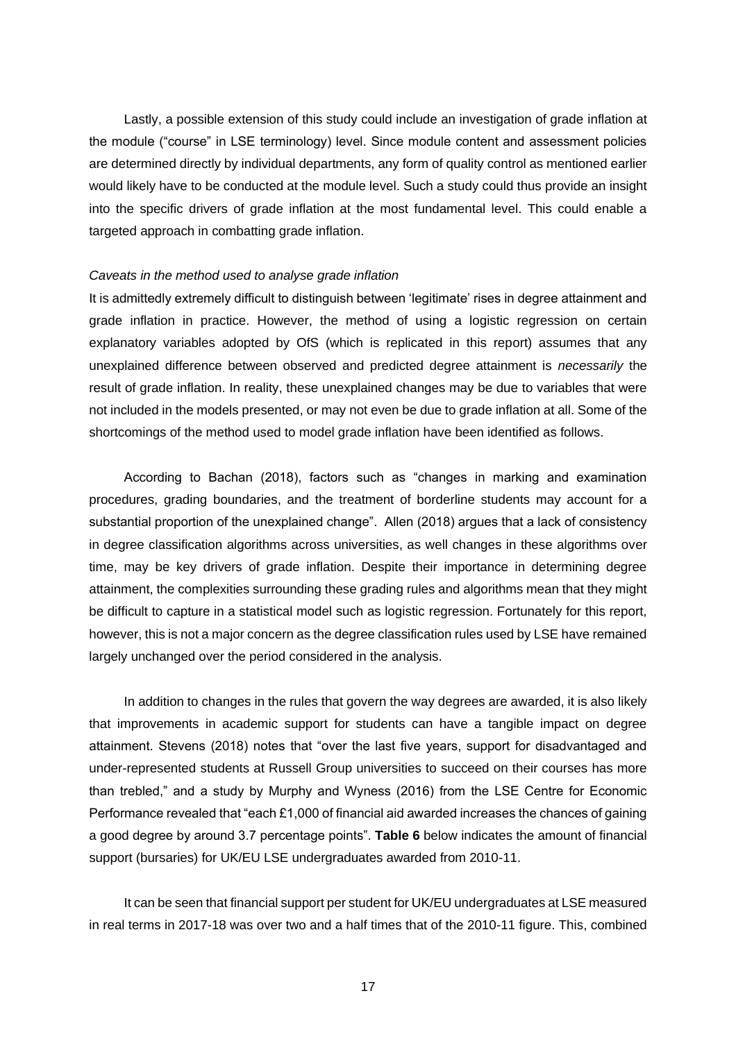Lastly, a possible extension of this study could include an investigation of grade inflation at the module ("course" in LSE terminology) level. Since module content and assessment policies are determined directly by individual departments, any form of quality control as mentioned earlier would likely have to be conducted at the module level. Such a study could thus provide an insight into the specific drivers of grade inflation at the most fundamental level. This could enable a targeted approach in combatting grade inflation.

*Caveats in the method used to analyse grade inflation*

It is admittedly extremely difficult to distinguish between 'legitimate' rises in degree attainment and grade inflation in practice. However, the method of using a logistic regression on certain explanatory variables adopted by OfS (which is replicated in this report) assumes that any unexplained difference between observed and predicted degree attainment is *necessarily* the result of grade inflation. In reality, these unexplained changes may be due to variables that were not included in the models presented, or may not even be due to grade inflation at all. Some of the shortcomings of the method used to model grade inflation have been identified as follows.

According to Bachan (2018), factors such as "changes in marking and examination procedures, grading boundaries, and the treatment of borderline students may account for a substantial proportion of the unexplained change". Allen (2018) argues that a lack of consistency in degree classification algorithms across universities, as well changes in these algorithms over time, may be key drivers of grade inflation. Despite their importance in determining degree attainment, the complexities surrounding these grading rules and algorithms mean that they might be difficult to capture in a statistical model such as logistic regression. Fortunately for this report, however, this is not a major concern as the degree classification rules used by LSE have remained largely unchanged over the period considered in the analysis.

In addition to changes in the rules that govern the way degrees are awarded, it is also likely that improvements in academic support for students can have a tangible impact on degree attainment. Stevens (2018) notes that "over the last five years, support for disadvantaged and under-represented students at Russell Group universities to succeed on their courses has more than trebled," and a study by Murphy and Wyness (2016) from the LSE Centre for Economic Performance revealed that "each £1,000 of financial aid awarded increases the chances of gaining a good degree by around 3.7 percentage points". **Table 6** below indicates the amount of financial support (bursaries) for UK/EU LSE undergraduates awarded from 2010-11.

It can be seen that financial support per student for UK/EU undergraduates at LSE measured in real terms in 2017-18 was over two and a half times that of the 2010-11 figure. This, combined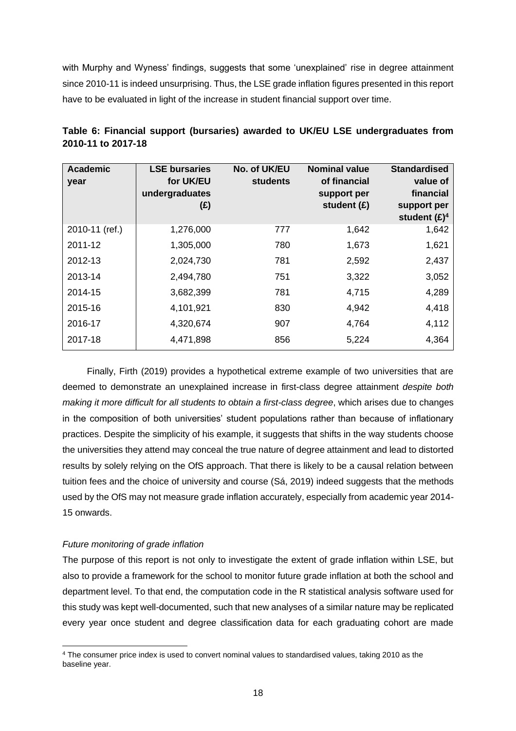with Murphy and Wyness' findings, suggests that some 'unexplained' rise in degree attainment since 2010-11 is indeed unsurprising. Thus, the LSE grade inflation figures presented in this report have to be evaluated in light of the increase in student financial support over time.

**Table 6: Financial support (bursaries) awarded to UK/EU LSE undergraduates from 2010-11 to 2017-18**

| Academic year | LSE bursaries for UK/EU undergraduates (£) | No. of UK/EU students | Nominal value of financial support per student (£) | Standardised value of financial support per student (£)[4] |
|---|---|---|---|---|
| 2010-11 (ref.) | 1,276,000 | 777 | 1,642 | 1,642 |
| 2011-12 | 1,305,000 | 780 | 1,673 | 1,621 |
| 2012-13 | 2,024,730 | 781 | 2,592 | 2,437 |
| 2013-14 | 2,494,780 | 751 | 3,322 | 3,052 |
| 2014-15 | 3,682,399 | 781 | 4,715 | 4,289 |
| 2015-16 | 4,101,921 | 830 | 4,942 | 4,418 |
| 2016-17 | 4,320,674 | 907 | 4,764 | 4,112 |
| 2017-18 | 4,471,898 | 856 | 5,224 | 4,364 |

Finally, Firth (2019) provides a hypothetical extreme example of two universities that are deemed to demonstrate an unexplained increase in first-class degree attainment *despite both making it more difficult for all students to obtain a first-class degree*, which arises due to changes in the composition of both universities' student populations rather than because of inflationary practices. Despite the simplicity of his example, it suggests that shifts in the way students choose the universities they attend may conceal the true nature of degree attainment and lead to distorted results by solely relying on the OfS approach. That there is likely to be a causal relation between tuition fees and the choice of university and course (Sá, 2019) indeed suggests that the methods used by the OfS may not measure grade inflation accurately, especially from academic year 2014-15 onwards.

*Future monitoring of grade inflation*

The purpose of this report is not only to investigate the extent of grade inflation within LSE, but also to provide a framework for the school to monitor future grade inflation at both the school and department level. To that end, the computation code in the R statistical analysis software used for this study was kept well-documented, such that new analyses of a similar nature may be replicated every year once student and degree classification data for each graduating cohort are made

[4] The consumer price index is used to convert nominal values to standardised values, taking 2010 as the baseline year.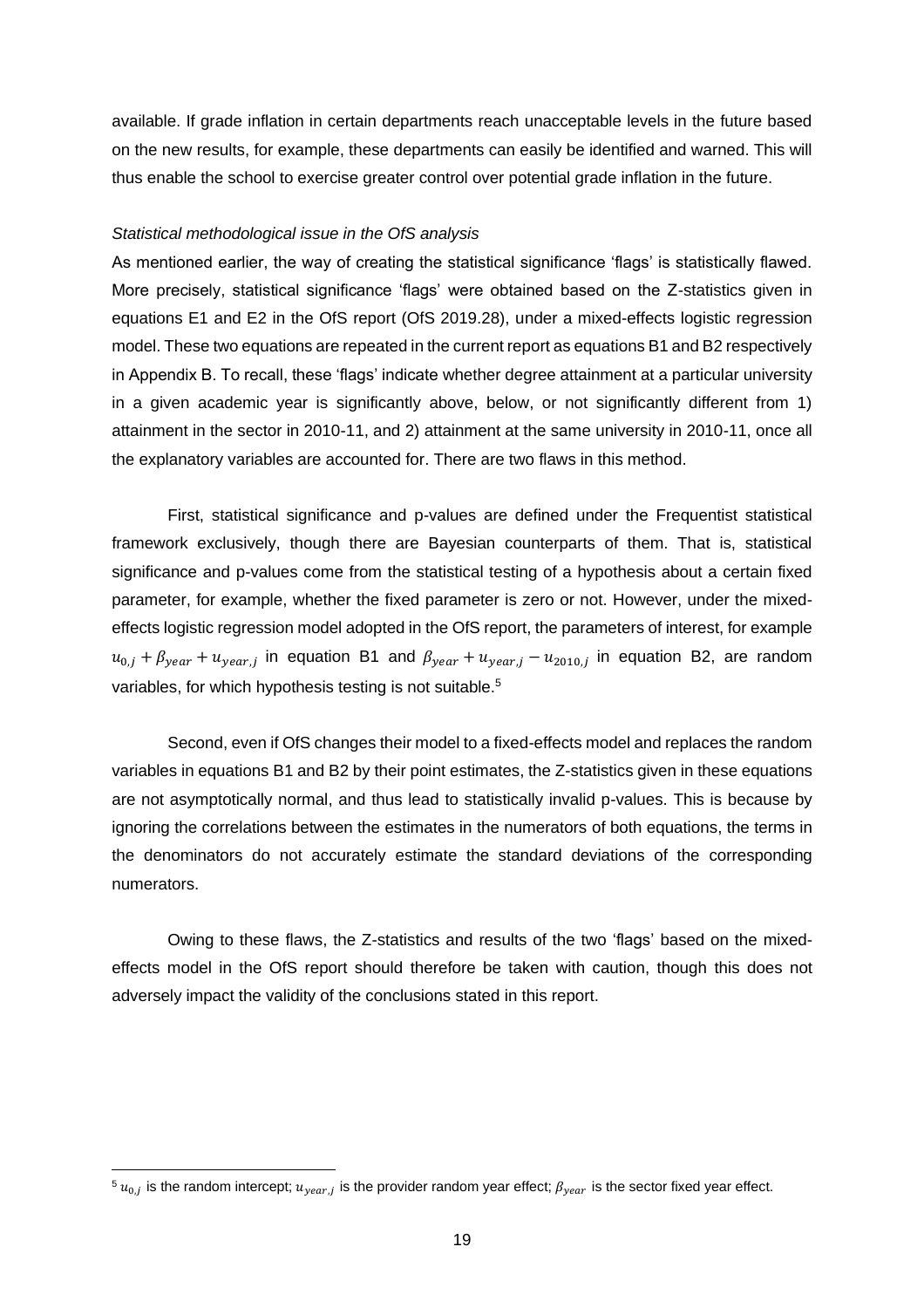available. If grade inflation in certain departments reach unacceptable levels in the future based on the new results, for example, these departments can easily be identified and warned. This will thus enable the school to exercise greater control over potential grade inflation in the future.

*Statistical methodological issue in the OfS analysis*

As mentioned earlier, the way of creating the statistical significance 'flags' is statistically flawed. More precisely, statistical significance 'flags' were obtained based on the Z-statistics given in equations E1 and E2 in the OfS report (OfS 2019.28), under a mixed-effects logistic regression model. These two equations are repeated in the current report as equations B1 and B2 respectively in Appendix B. To recall, these 'flags' indicate whether degree attainment at a particular university in a given academic year is significantly above, below, or not significantly different from 1) attainment in the sector in 2010-11, and 2) attainment at the same university in 2010-11, once all the explanatory variables are accounted for. There are two flaws in this method.

First, statistical significance and p-values are defined under the Frequentist statistical framework exclusively, though there are Bayesian counterparts of them. That is, statistical significance and p-values come from the statistical testing of a hypothesis about a certain fixed parameter, for example, whether the fixed parameter is zero or not. However, under the mixed-effects logistic regression model adopted in the OfS report, the parameters of interest, for example $u_{0,j} + \beta_{year} + u_{year,j}$ in equation B1 and $\beta_{year} + u_{year,j} - u_{2010,j}$ in equation B2, are random variables, for which hypothesis testing is not suitable.[5]

Second, even if OfS changes their model to a fixed-effects model and replaces the random variables in equations B1 and B2 by their point estimates, the Z-statistics given in these equations are not asymptotically normal, and thus lead to statistically invalid p-values. This is because by ignoring the correlations between the estimates in the numerators of both equations, the terms in the denominators do not accurately estimate the standard deviations of the corresponding numerators.

Owing to these flaws, the Z-statistics and results of the two 'flags' based on the mixed-effects model in the OfS report should therefore be taken with caution, though this does not adversely impact the validity of the conclusions stated in this report.

---

[5] $u_{0,j}$ is the random intercept; $u_{year,j}$ is the provider random year effect; $\beta_{year}$ is the sector fixed year effect.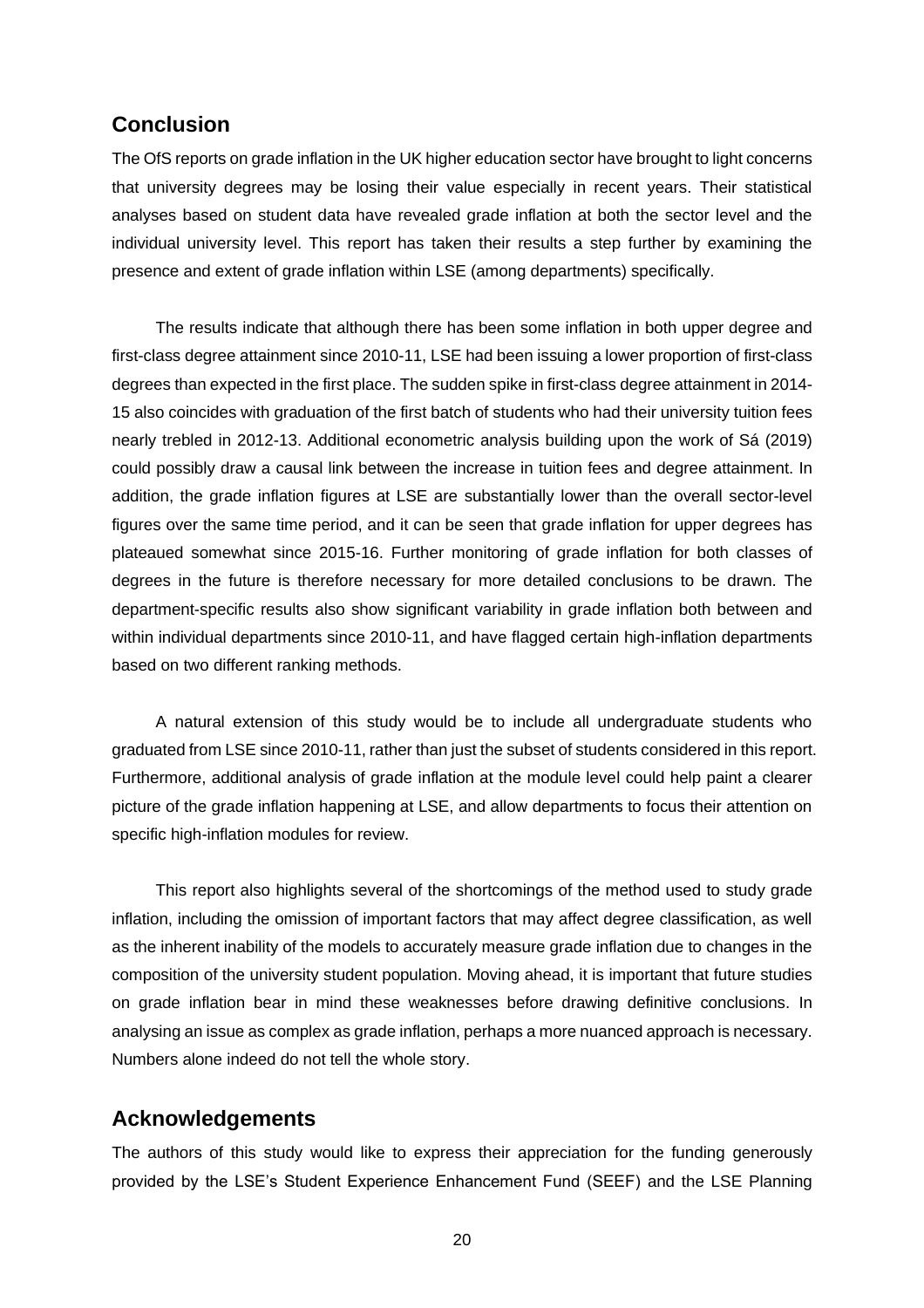## Conclusion

The OfS reports on grade inflation in the UK higher education sector have brought to light concerns that university degrees may be losing their value especially in recent years. Their statistical analyses based on student data have revealed grade inflation at both the sector level and the individual university level. This report has taken their results a step further by examining the presence and extent of grade inflation within LSE (among departments) specifically.

The results indicate that although there has been some inflation in both upper degree and first-class degree attainment since 2010-11, LSE had been issuing a lower proportion of first-class degrees than expected in the first place. The sudden spike in first-class degree attainment in 2014-15 also coincides with graduation of the first batch of students who had their university tuition fees nearly trebled in 2012-13. Additional econometric analysis building upon the work of Sá (2019) could possibly draw a causal link between the increase in tuition fees and degree attainment. In addition, the grade inflation figures at LSE are substantially lower than the overall sector-level figures over the same time period, and it can be seen that grade inflation for upper degrees has plateaued somewhat since 2015-16. Further monitoring of grade inflation for both classes of degrees in the future is therefore necessary for more detailed conclusions to be drawn. The department-specific results also show significant variability in grade inflation both between and within individual departments since 2010-11, and have flagged certain high-inflation departments based on two different ranking methods.

A natural extension of this study would be to include all undergraduate students who graduated from LSE since 2010-11, rather than just the subset of students considered in this report. Furthermore, additional analysis of grade inflation at the module level could help paint a clearer picture of the grade inflation happening at LSE, and allow departments to focus their attention on specific high-inflation modules for review.

This report also highlights several of the shortcomings of the method used to study grade inflation, including the omission of important factors that may affect degree classification, as well as the inherent inability of the models to accurately measure grade inflation due to changes in the composition of the university student population. Moving ahead, it is important that future studies on grade inflation bear in mind these weaknesses before drawing definitive conclusions. In analysing an issue as complex as grade inflation, perhaps a more nuanced approach is necessary. Numbers alone indeed do not tell the whole story.

## Acknowledgements

The authors of this study would like to express their appreciation for the funding generously provided by the LSE's Student Experience Enhancement Fund (SEEF) and the LSE Planning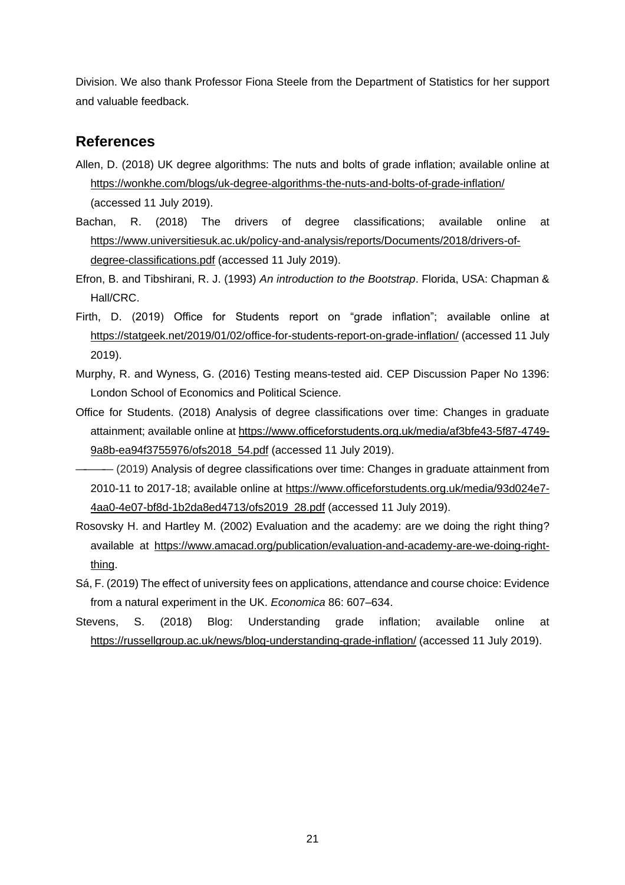Division. We also thank Professor Fiona Steele from the Department of Statistics for her support and valuable feedback.

## References

Allen, D. (2018) UK degree algorithms: The nuts and bolts of grade inflation; available online at https://wonkhe.com/blogs/uk-degree-algorithms-the-nuts-and-bolts-of-grade-inflation/ (accessed 11 July 2019).

Bachan, R. (2018) The drivers of degree classifications; available online at https://www.universitiesuk.ac.uk/policy-and-analysis/reports/Documents/2018/drivers-of-degree-classifications.pdf (accessed 11 July 2019).

Efron, B. and Tibshirani, R. J. (1993) *An introduction to the Bootstrap*. Florida, USA: Chapman & Hall/CRC.

Firth, D. (2019) Office for Students report on "grade inflation"; available online at https://statgeek.net/2019/01/02/office-for-students-report-on-grade-inflation/ (accessed 11 July 2019).

Murphy, R. and Wyness, G. (2016) Testing means-tested aid. CEP Discussion Paper No 1396: London School of Economics and Political Science.

Office for Students. (2018) Analysis of degree classifications over time: Changes in graduate attainment; available online at https://www.officeforstudents.org.uk/media/af3bfe43-5f87-4749-9a8b-ea94f3755976/ofs2018_54.pdf (accessed 11 July 2019).

——— (2019) Analysis of degree classifications over time: Changes in graduate attainment from 2010-11 to 2017-18; available online at https://www.officeforstudents.org.uk/media/93d024e7-4aa0-4e07-bf8d-1b2da8ed4713/ofs2019_28.pdf (accessed 11 July 2019).

Rosovsky H. and Hartley M. (2002) Evaluation and the academy: are we doing the right thing? available at https://www.amacad.org/publication/evaluation-and-academy-are-we-doing-right-thing.

Sá, F. (2019) The effect of university fees on applications, attendance and course choice: Evidence from a natural experiment in the UK. *Economica* 86: 607–634.

Stevens, S. (2018) Blog: Understanding grade inflation; available online at https://russellgroup.ac.uk/news/blog-understanding-grade-inflation/ (accessed 11 July 2019).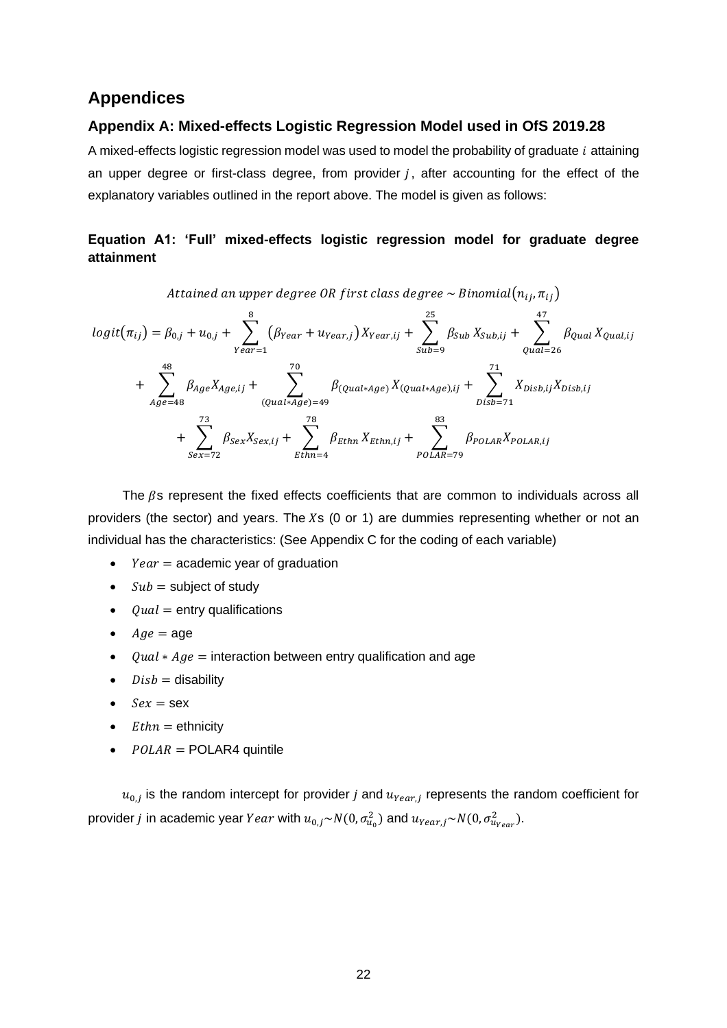## Appendices

### Appendix A: Mixed-effects Logistic Regression Model used in OfS 2019.28

A mixed-effects logistic regression model was used to model the probability of graduate $i$ attaining an upper degree or first-class degree, from provider $j$, after accounting for the effect of the explanatory variables outlined in the report above. The model is given as follows:

#### Equation A1: 'Full' mixed-effects logistic regression model for graduate degree attainment

$$Attained\ an\ upper\ degree\ OR\ first\ class\ degree \sim Binomial(n_{ij}, \pi_{ij})$$

$$logit(\pi_{ij}) = \beta_{0,j} + u_{0,j} + \sum_{Year=1}^{8} (\beta_{Year} + u_{Year,j}) X_{Year,ij} + \sum_{Sub=9}^{25} \beta_{Sub} X_{Sub,ij} + \sum_{Qual=26}^{47} \beta_{Qual} X_{Qual,ij}$$
$$+ \sum_{Age=48}^{48} \beta_{Age} X_{Age,ij} + \sum_{(Qual*Age)=49}^{70} \beta_{(Qual*Age)} X_{(Qual*Age),ij} + \sum_{Disb=71}^{71} X_{Disb,ij} X_{Disb,ij}$$
$$+ \sum_{Sex=72}^{73} \beta_{Sex} X_{Sex,ij} + \sum_{Ethn=4}^{78} \beta_{Ethn} X_{Ethn,ij} + \sum_{POLAR=79}^{83} \beta_{POLAR} X_{POLAR,ij}$$

The $\beta$s represent the fixed effects coefficients that are common to individuals across all providers (the sector) and years. The $X$s (0 or 1) are dummies representing whether or not an individual has the characteristics: (See Appendix C for the coding of each variable)

- $Year =$ academic year of graduation
- $Sub =$ subject of study
- $Qual =$ entry qualifications
- $Age =$ age
- $Qual * Age =$ interaction between entry qualification and age
- $Disb =$ disability
- $Sex =$ sex
- $Ethn =$ ethnicity
- $POLAR =$ POLAR4 quintile

$u_{0,j}$ is the random intercept for provider $j$ and $u_{Year,j}$ represents the random coefficient for provider $j$ in academic year $Year$ with $u_{0,j} \sim N(0, \sigma_{u_0}^2)$ and $u_{Year,j} \sim N(0, \sigma_{u_{Year}}^2)$.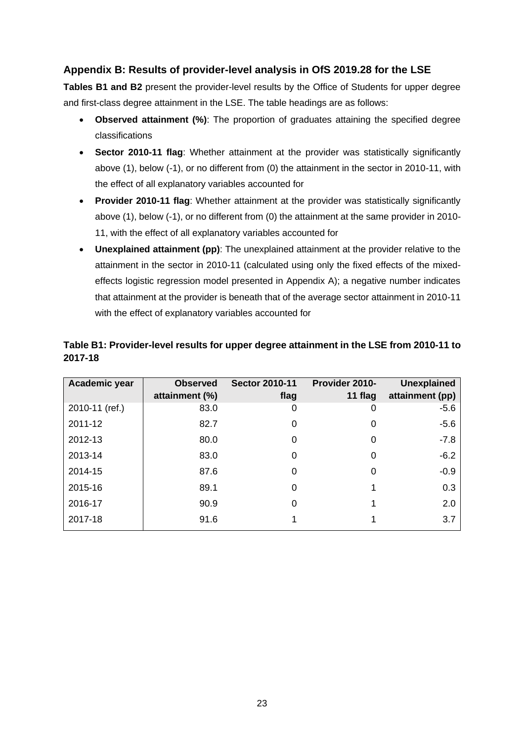## Appendix B: Results of provider-level analysis in OfS 2019.28 for the LSE

**Tables B1 and B2** present the provider-level results by the Office of Students for upper degree and first-class degree attainment in the LSE. The table headings are as follows:

- **Observed attainment (%)**: The proportion of graduates attaining the specified degree classifications
- **Sector 2010-11 flag**: Whether attainment at the provider was statistically significantly above (1), below (-1), or no different from (0) the attainment in the sector in 2010-11, with the effect of all explanatory variables accounted for
- **Provider 2010-11 flag**: Whether attainment at the provider was statistically significantly above (1), below (-1), or no different from (0) the attainment at the same provider in 2010-11, with the effect of all explanatory variables accounted for
- **Unexplained attainment (pp)**: The unexplained attainment at the provider relative to the attainment in the sector in 2010-11 (calculated using only the fixed effects of the mixed-effects logistic regression model presented in Appendix A); a negative number indicates that attainment at the provider is beneath that of the average sector attainment in 2010-11 with the effect of explanatory variables accounted for

**Table B1: Provider-level results for upper degree attainment in the LSE from 2010-11 to 2017-18**

| Academic year | Observed attainment (%) | Sector 2010-11 flag | Provider 2010-11 flag | Unexplained attainment (pp) |
|---|---|---|---|---|
| 2010-11 (ref.) | 83.0 | 0 | 0 | -5.6 |
| 2011-12 | 82.7 | 0 | 0 | -5.6 |
| 2012-13 | 80.0 | 0 | 0 | -7.8 |
| 2013-14 | 83.0 | 0 | 0 | -6.2 |
| 2014-15 | 87.6 | 0 | 0 | -0.9 |
| 2015-16 | 89.1 | 0 | 1 | 0.3 |
| 2016-17 | 90.9 | 0 | 1 | 2.0 |
| 2017-18 | 91.6 | 1 | 1 | 3.7 |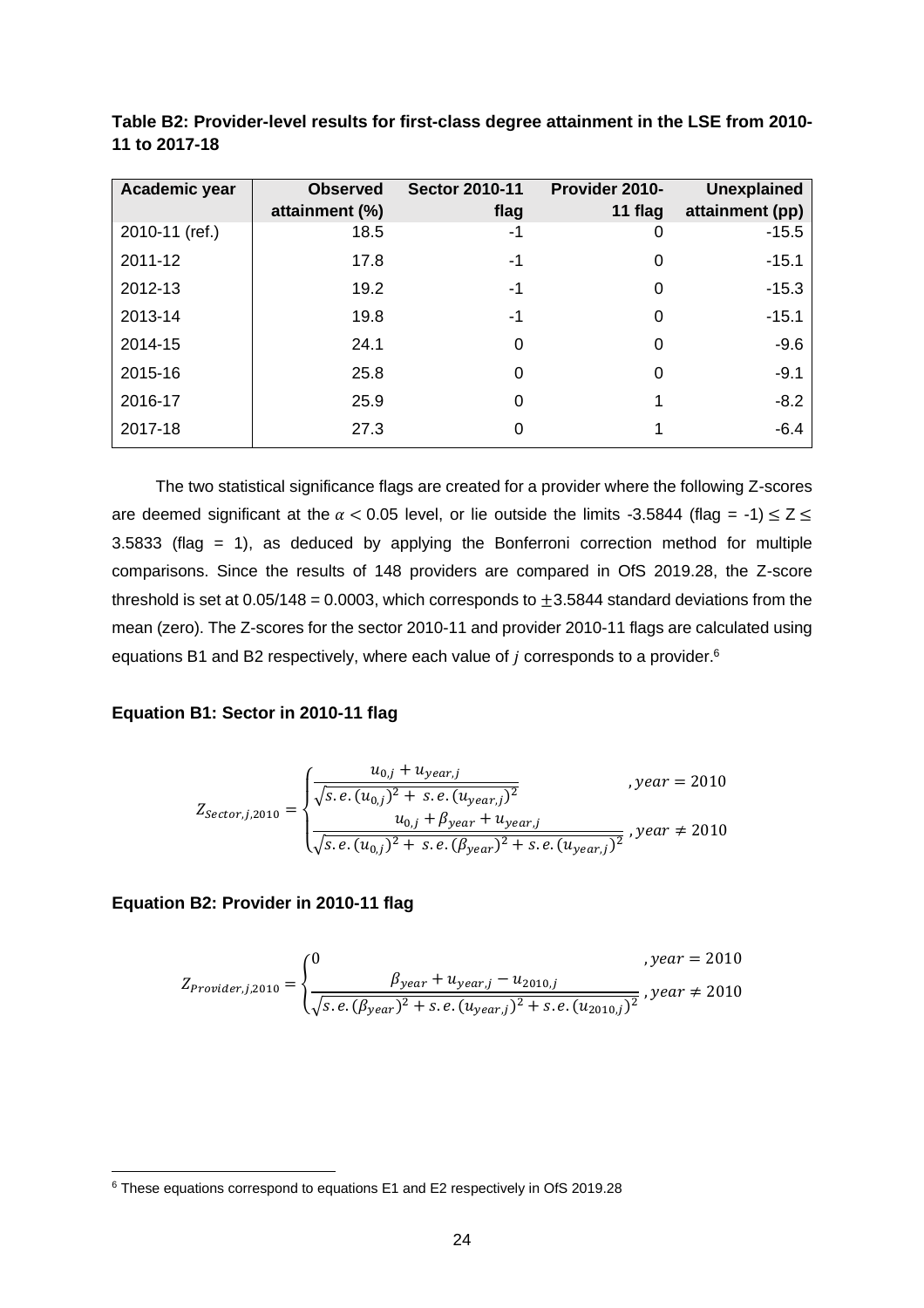**Table B2: Provider-level results for first-class degree attainment in the LSE from 2010-11 to 2017-18**

| Academic year | Observed attainment (%) | Sector 2010-11 flag | Provider 2010-11 flag | Unexplained attainment (pp) |
|---|---|---|---|---|
| 2010-11 (ref.) | 18.5 | -1 | 0 | -15.5 |
| 2011-12 | 17.8 | -1 | 0 | -15.1 |
| 2012-13 | 19.2 | -1 | 0 | -15.3 |
| 2013-14 | 19.8 | -1 | 0 | -15.1 |
| 2014-15 | 24.1 | 0 | 0 | -9.6 |
| 2015-16 | 25.8 | 0 | 0 | -9.1 |
| 2016-17 | 25.9 | 0 | 1 | -8.2 |
| 2017-18 | 27.3 | 0 | 1 | -6.4 |

The two statistical significance flags are created for a provider where the following Z-scores are deemed significant at the $\alpha < 0.05$ level, or lie outside the limits -3.5844 (flag = -1) $\leq Z \leq$ 3.5833 (flag = 1), as deduced by applying the Bonferroni correction method for multiple comparisons. Since the results of 148 providers are compared in OfS 2019.28, the Z-score threshold is set at 0.05/148 = 0.0003, which corresponds to $\pm 3.5844$ standard deviations from the mean (zero). The Z-scores for the sector 2010-11 and provider 2010-11 flags are calculated using equations B1 and B2 respectively, where each value of $j$ corresponds to a provider.[6]

**Equation B1: Sector in 2010-11 flag**

$$Z_{Sector,j,2010} = \begin{cases} \dfrac{u_{0,j} + u_{year,j}}{\sqrt{s.e.(u_{0,j})^2 + s.e.(u_{year,j})^2}} & , year = 2010 \\ \dfrac{u_{0,j} + \beta_{year} + u_{year,j}}{\sqrt{s.e.(u_{0,j})^2 + s.e.(\beta_{year})^2 + s.e.(u_{year,j})^2}} & , year \neq 2010 \end{cases}$$

**Equation B2: Provider in 2010-11 flag**

$$Z_{Provider,j,2010} = \begin{cases} 0 & , year = 2010 \\ \dfrac{\beta_{year} + u_{year,j} - u_{2010,j}}{\sqrt{s.e.(\beta_{year})^2 + s.e.(u_{year,j})^2 + s.e.(u_{2010,j})^2}} & , year \neq 2010 \end{cases}$$

[6] These equations correspond to equations E1 and E2 respectively in OfS 2019.28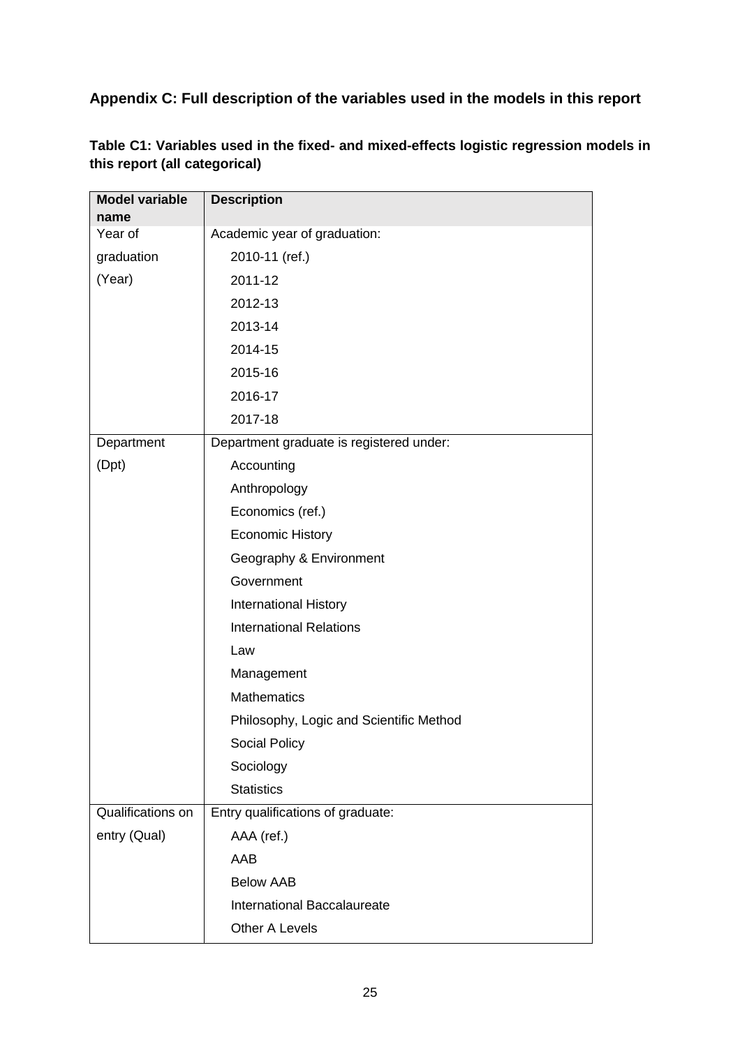## Appendix C: Full description of the variables used in the models in this report

**Table C1: Variables used in the fixed- and mixed-effects logistic regression models in this report (all categorical)**

| Model variable name | Description |
|---|---|
| Year of graduation (Year) | Academic year of graduation: |
| | 2010-11 (ref.) |
| | 2011-12 |
| | 2012-13 |
| | 2013-14 |
| | 2014-15 |
| | 2015-16 |
| | 2016-17 |
| | 2017-18 |
| Department (Dpt) | Department graduate is registered under: |
| | Accounting |
| | Anthropology |
| | Economics (ref.) |
| | Economic History |
| | Geography & Environment |
| | Government |
| | International History |
| | International Relations |
| | Law |
| | Management |
| | Mathematics |
| | Philosophy, Logic and Scientific Method |
| | Social Policy |
| | Sociology |
| | Statistics |
| Qualifications on entry (Qual) | Entry qualifications of graduate: |
| | AAA (ref.) |
| | AAB |
| | Below AAB |
| | International Baccalaureate |
| | Other A Levels |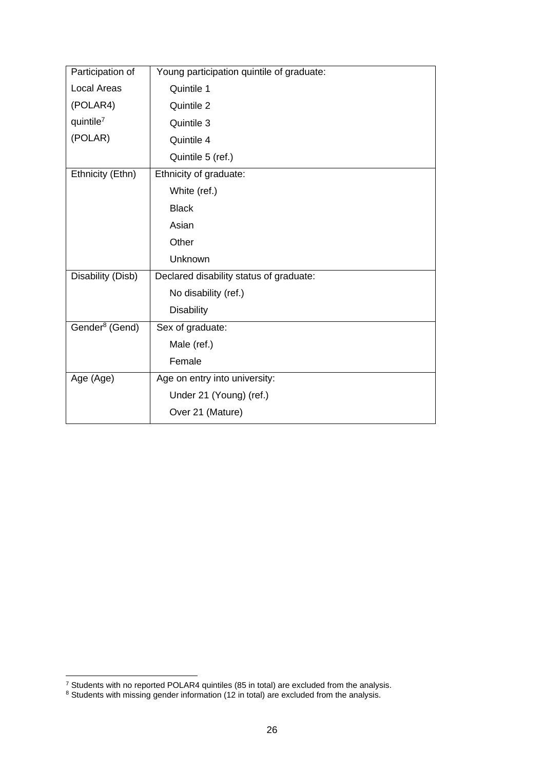| | |
|---|---|
| Participation of Local Areas (POLAR4) quintile[7] (POLAR) | Young participation quintile of graduate:<br>Quintile 1<br>Quintile 2<br>Quintile 3<br>Quintile 4<br>Quintile 5 (ref.) |
| Ethnicity (Ethn) | Ethnicity of graduate:<br>White (ref.)<br>Black<br>Asian<br>Other<br>Unknown |
| Disability (Disb) | Declared disability status of graduate:<br>No disability (ref.)<br>Disability |
| Gender[8] (Gend) | Sex of graduate:<br>Male (ref.)<br>Female |
| Age (Age) | Age on entry into university:<br>Under 21 (Young) (ref.)<br>Over 21 (Mature) |

[7] Students with no reported POLAR4 quintiles (85 in total) are excluded from the analysis.
[8] Students with missing gender information (12 in total) are excluded from the analysis.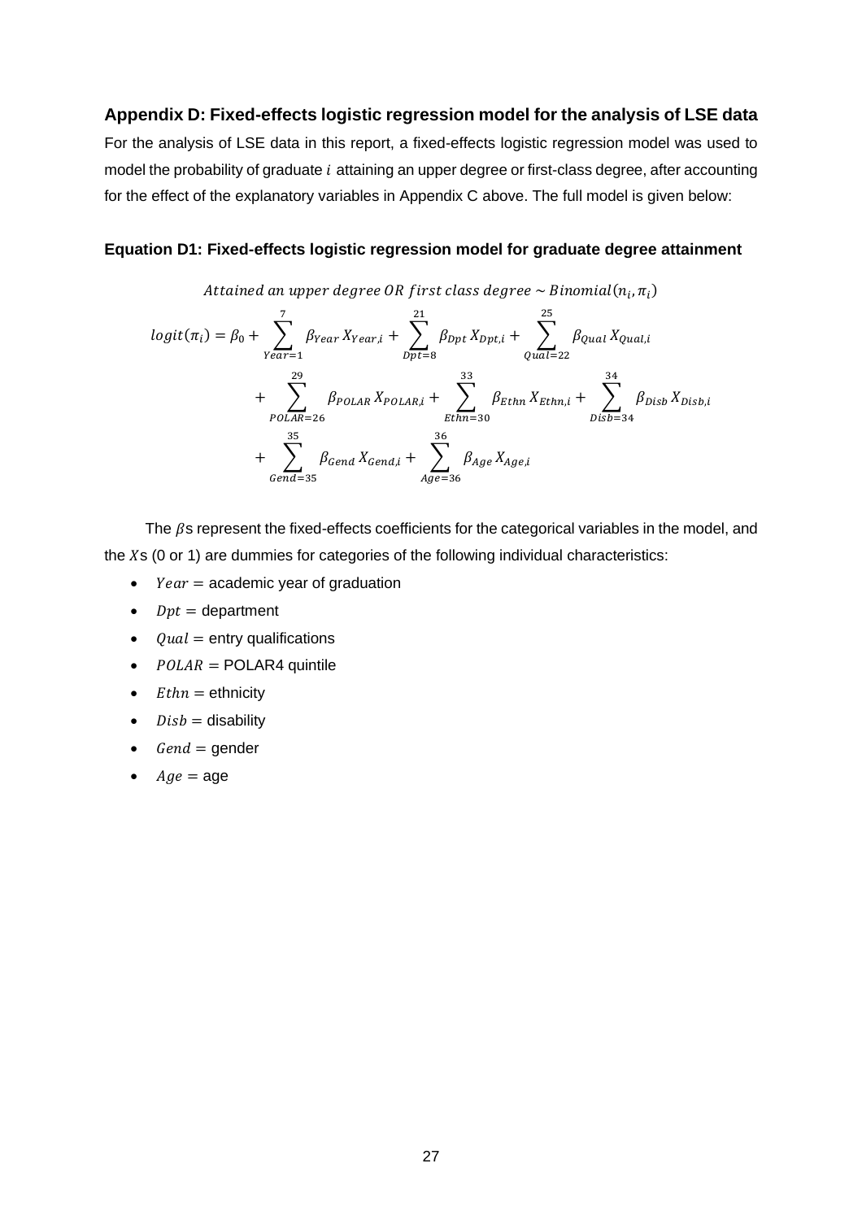## Appendix D: Fixed-effects logistic regression model for the analysis of LSE data

For the analysis of LSE data in this report, a fixed-effects logistic regression model was used to model the probability of graduate $i$ attaining an upper degree or first-class degree, after accounting for the effect of the explanatory variables in Appendix C above. The full model is given below:

### Equation D1: Fixed-effects logistic regression model for graduate degree attainment

$$Attained\ an\ upper\ degree\ OR\ first\ class\ degree \sim Binomial(n_i, \pi_i)$$

$$\begin{aligned} logit(\pi_i) = \beta_0 &+ \sum_{Year=1}^{7} \beta_{Year} X_{Year,i} + \sum_{Dpt=8}^{21} \beta_{Dpt} X_{Dpt,i} + \sum_{Qual=22}^{25} \beta_{Qual} X_{Qual,i} \\ &+ \sum_{POLAR=26}^{29} \beta_{POLAR} X_{POLAR,i} + \sum_{Ethn=30}^{33} \beta_{Ethn} X_{Ethn,i} + \sum_{Disb=34}^{34} \beta_{Disb} X_{Disb,i} \\ &+ \sum_{Gend=35}^{35} \beta_{Gend} X_{Gend,i} + \sum_{Age=36}^{36} \beta_{Age} X_{Age,i} \end{aligned}$$

The $\beta$s represent the fixed-effects coefficients for the categorical variables in the model, and the $X$s (0 or 1) are dummies for categories of the following individual characteristics:

- $Year$ = academic year of graduation
- $Dpt$ = department
- $Qual$ = entry qualifications
- $POLAR$ = POLAR4 quintile
- $Ethn$ = ethnicity
- $Disb$ = disability
- $Gend$ = gender
- $Age$ = age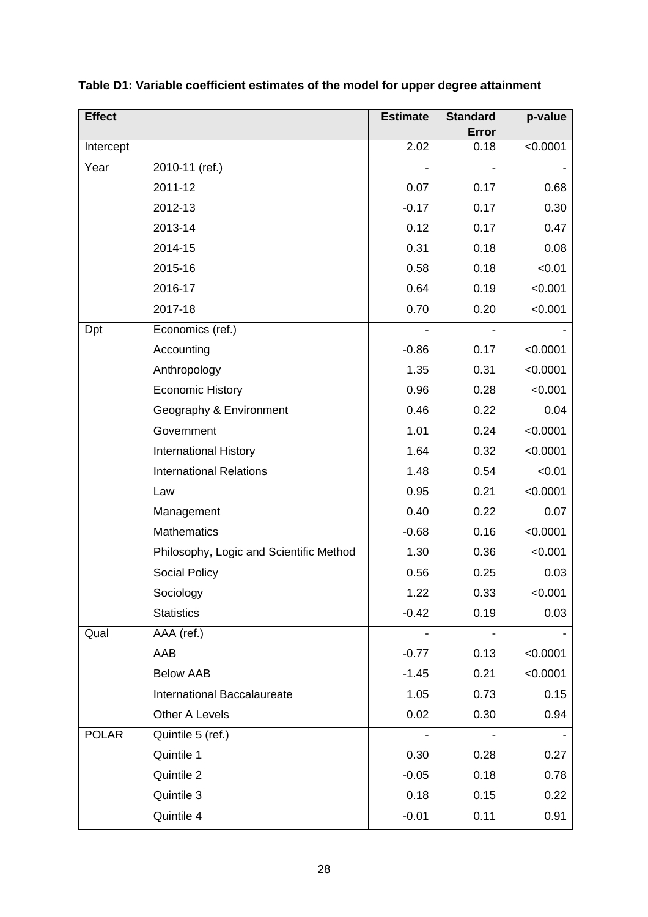**Table D1: Variable coefficient estimates of the model for upper degree attainment**

| Effect | | Estimate | Standard Error | p-value |
|---|---|---|---|---|
| Intercept | | 2.02 | 0.18 | <0.0001 |
| Year | 2010-11 (ref.) | - | - | - |
| | 2011-12 | 0.07 | 0.17 | 0.68 |
| | 2012-13 | -0.17 | 0.17 | 0.30 |
| | 2013-14 | 0.12 | 0.17 | 0.47 |
| | 2014-15 | 0.31 | 0.18 | 0.08 |
| | 2015-16 | 0.58 | 0.18 | <0.01 |
| | 2016-17 | 0.64 | 0.19 | <0.001 |
| | 2017-18 | 0.70 | 0.20 | <0.001 |
| Dpt | Economics (ref.) | - | - | - |
| | Accounting | -0.86 | 0.17 | <0.0001 |
| | Anthropology | 1.35 | 0.31 | <0.0001 |
| | Economic History | 0.96 | 0.28 | <0.001 |
| | Geography & Environment | 0.46 | 0.22 | 0.04 |
| | Government | 1.01 | 0.24 | <0.0001 |
| | International History | 1.64 | 0.32 | <0.0001 |
| | International Relations | 1.48 | 0.54 | <0.01 |
| | Law | 0.95 | 0.21 | <0.0001 |
| | Management | 0.40 | 0.22 | 0.07 |
| | Mathematics | -0.68 | 0.16 | <0.0001 |
| | Philosophy, Logic and Scientific Method | 1.30 | 0.36 | <0.001 |
| | Social Policy | 0.56 | 0.25 | 0.03 |
| | Sociology | 1.22 | 0.33 | <0.001 |
| | Statistics | -0.42 | 0.19 | 0.03 |
| Qual | AAA (ref.) | - | - | - |
| | AAB | -0.77 | 0.13 | <0.0001 |
| | Below AAB | -1.45 | 0.21 | <0.0001 |
| | International Baccalaureate | 1.05 | 0.73 | 0.15 |
| | Other A Levels | 0.02 | 0.30 | 0.94 |
| POLAR | Quintile 5 (ref.) | - | - | - |
| | Quintile 1 | 0.30 | 0.28 | 0.27 |
| | Quintile 2 | -0.05 | 0.18 | 0.78 |
| | Quintile 3 | 0.18 | 0.15 | 0.22 |
| | Quintile 4 | -0.01 | 0.11 | 0.91 |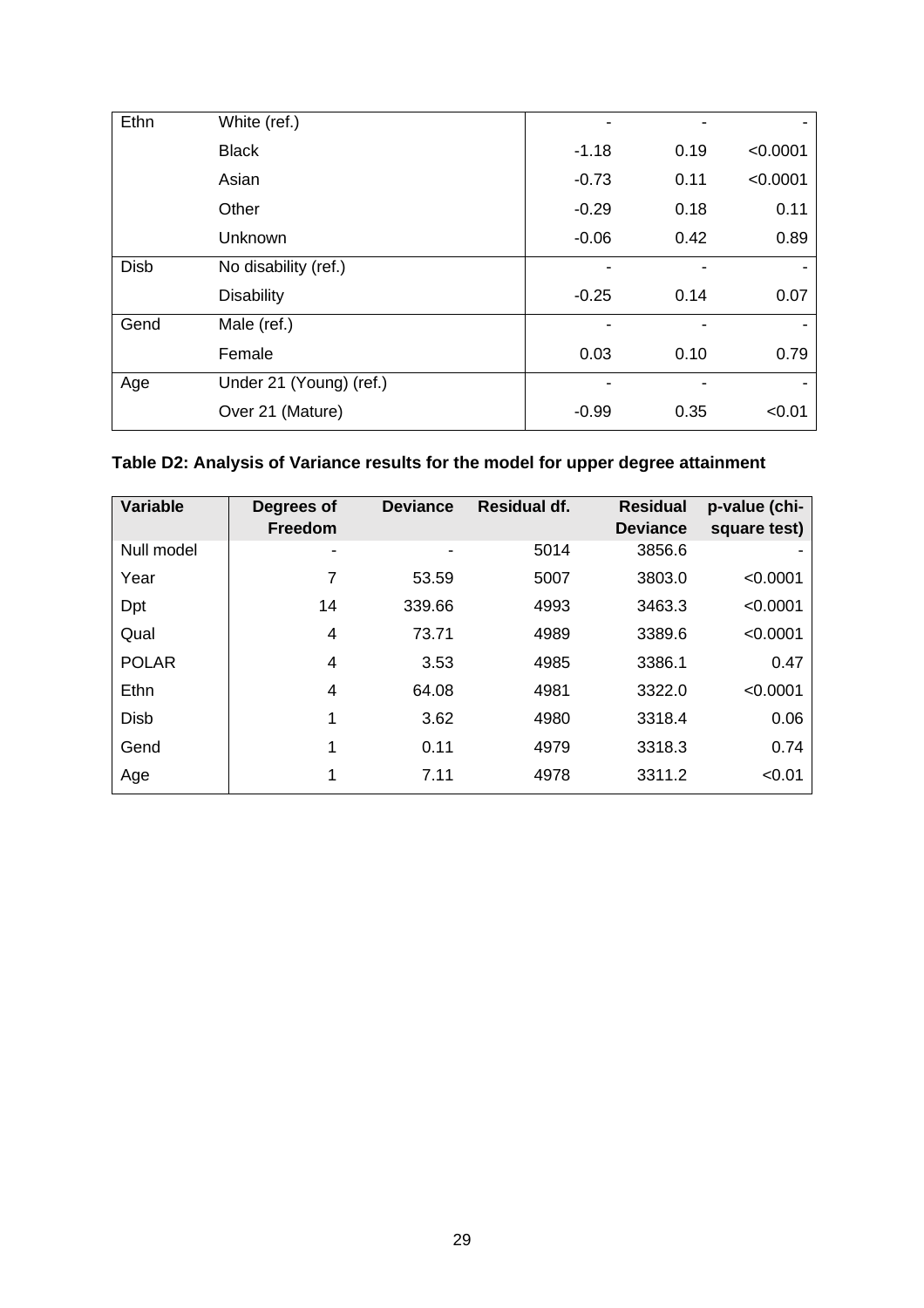| | | | | |
|---|---|---|---|---|
| Ethn | White (ref.) | - | - | - |
| | Black | -1.18 | 0.19 | <0.0001 |
| | Asian | -0.73 | 0.11 | <0.0001 |
| | Other | -0.29 | 0.18 | 0.11 |
| | Unknown | -0.06 | 0.42 | 0.89 |
| Disb | No disability (ref.) | - | - | - |
| | Disability | -0.25 | 0.14 | 0.07 |
| Gend | Male (ref.) | - | - | - |
| | Female | 0.03 | 0.10 | 0.79 |
| Age | Under 21 (Young) (ref.) | - | - | - |
| | Over 21 (Mature) | -0.99 | 0.35 | <0.01 |

**Table D2: Analysis of Variance results for the model for upper degree attainment**

| Variable | Degrees of Freedom | Deviance | Residual df. | Residual Deviance | p-value (chi-square test) |
|---|---|---|---|---|---|
| Null model | - | - | 5014 | 3856.6 | - |
| Year | 7 | 53.59 | 5007 | 3803.0 | <0.0001 |
| Dpt | 14 | 339.66 | 4993 | 3463.3 | <0.0001 |
| Qual | 4 | 73.71 | 4989 | 3389.6 | <0.0001 |
| POLAR | 4 | 3.53 | 4985 | 3386.1 | 0.47 |
| Ethn | 4 | 64.08 | 4981 | 3322.0 | <0.0001 |
| Disb | 1 | 3.62 | 4980 | 3318.4 | 0.06 |
| Gend | 1 | 0.11 | 4979 | 3318.3 | 0.74 |
| Age | 1 | 7.11 | 4978 | 3311.2 | <0.01 |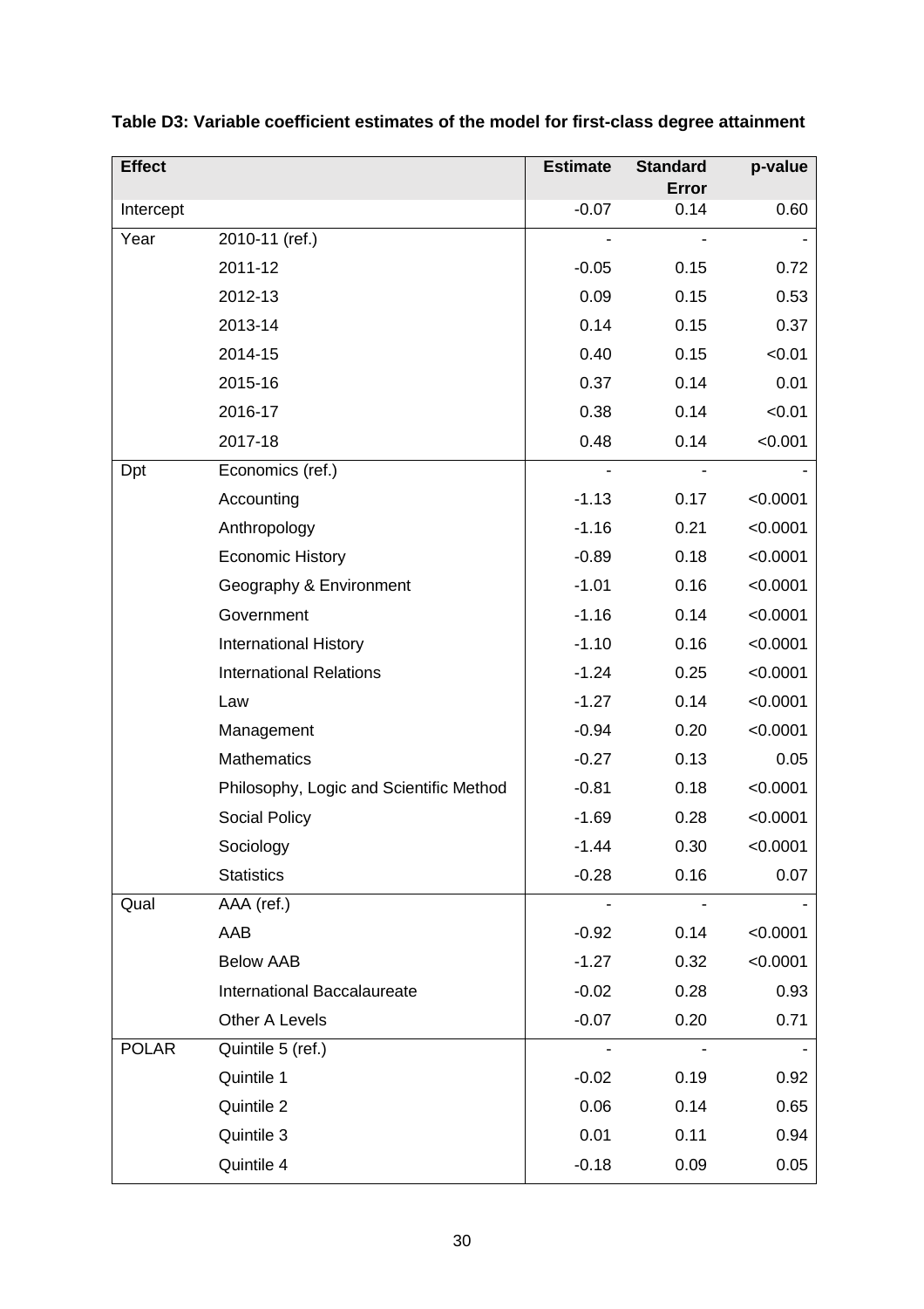**Table D3: Variable coefficient estimates of the model for first-class degree attainment**

| Effect | | Estimate | Standard Error | p-value |
|---|---|---|---|---|
| Intercept | | -0.07 | 0.14 | 0.60 |
| Year | 2010-11 (ref.) | - | - | - |
| | 2011-12 | -0.05 | 0.15 | 0.72 |
| | 2012-13 | 0.09 | 0.15 | 0.53 |
| | 2013-14 | 0.14 | 0.15 | 0.37 |
| | 2014-15 | 0.40 | 0.15 | <0.01 |
| | 2015-16 | 0.37 | 0.14 | 0.01 |
| | 2016-17 | 0.38 | 0.14 | <0.01 |
| | 2017-18 | 0.48 | 0.14 | <0.001 |
| Dpt | Economics (ref.) | - | - | - |
| | Accounting | -1.13 | 0.17 | <0.0001 |
| | Anthropology | -1.16 | 0.21 | <0.0001 |
| | Economic History | -0.89 | 0.18 | <0.0001 |
| | Geography & Environment | -1.01 | 0.16 | <0.0001 |
| | Government | -1.16 | 0.14 | <0.0001 |
| | International History | -1.10 | 0.16 | <0.0001 |
| | International Relations | -1.24 | 0.25 | <0.0001 |
| | Law | -1.27 | 0.14 | <0.0001 |
| | Management | -0.94 | 0.20 | <0.0001 |
| | Mathematics | -0.27 | 0.13 | 0.05 |
| | Philosophy, Logic and Scientific Method | -0.81 | 0.18 | <0.0001 |
| | Social Policy | -1.69 | 0.28 | <0.0001 |
| | Sociology | -1.44 | 0.30 | <0.0001 |
| | Statistics | -0.28 | 0.16 | 0.07 |
| Qual | AAA (ref.) | - | - | - |
| | AAB | -0.92 | 0.14 | <0.0001 |
| | Below AAB | -1.27 | 0.32 | <0.0001 |
| | International Baccalaureate | -0.02 | 0.28 | 0.93 |
| | Other A Levels | -0.07 | 0.20 | 0.71 |
| POLAR | Quintile 5 (ref.) | - | - | - |
| | Quintile 1 | -0.02 | 0.19 | 0.92 |
| | Quintile 2 | 0.06 | 0.14 | 0.65 |
| | Quintile 3 | 0.01 | 0.11 | 0.94 |
| | Quintile 4 | -0.18 | 0.09 | 0.05 |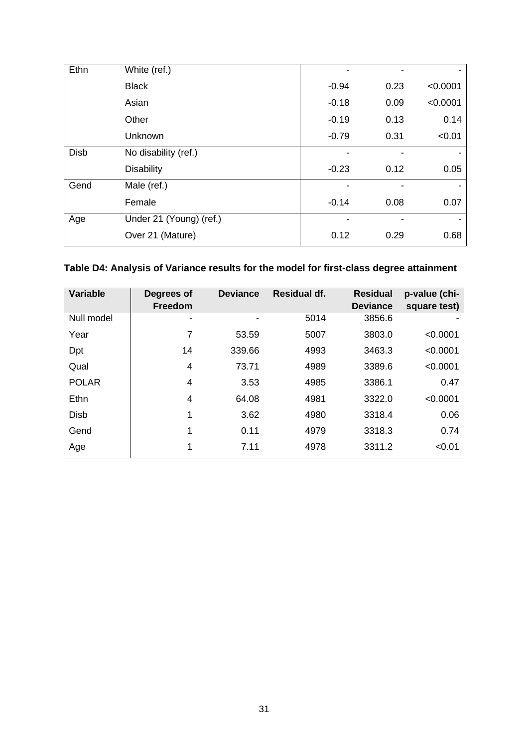| | | | | |
|---|---|---|---|---|
| Ethn | White (ref.) | - | - | - |
| | Black | -0.94 | 0.23 | <0.0001 |
| | Asian | -0.18 | 0.09 | <0.0001 |
| | Other | -0.19 | 0.13 | 0.14 |
| | Unknown | -0.79 | 0.31 | <0.01 |
| Disb | No disability (ref.) | - | - | - |
| | Disability | -0.23 | 0.12 | 0.05 |
| Gend | Male (ref.) | - | - | - |
| | Female | -0.14 | 0.08 | 0.07 |
| Age | Under 21 (Young) (ref.) | - | - | - |
| | Over 21 (Mature) | 0.12 | 0.29 | 0.68 |

**Table D4: Analysis of Variance results for the model for first-class degree attainment**

| Variable | Degrees of Freedom | Deviance | Residual df. | Residual Deviance | p-value (chi-square test) |
|---|---|---|---|---|---|
| Null model | - | - | 5014 | 3856.6 | - |
| Year | 7 | 53.59 | 5007 | 3803.0 | <0.0001 |
| Dpt | 14 | 339.66 | 4993 | 3463.3 | <0.0001 |
| Qual | 4 | 73.71 | 4989 | 3389.6 | <0.0001 |
| POLAR | 4 | 3.53 | 4985 | 3386.1 | 0.47 |
| Ethn | 4 | 64.08 | 4981 | 3322.0 | <0.0001 |
| Disb | 1 | 3.62 | 4980 | 3318.4 | 0.06 |
| Gend | 1 | 0.11 | 4979 | 3318.3 | 0.74 |
| Age | 1 | 7.11 | 4978 | 3311.2 | <0.01 |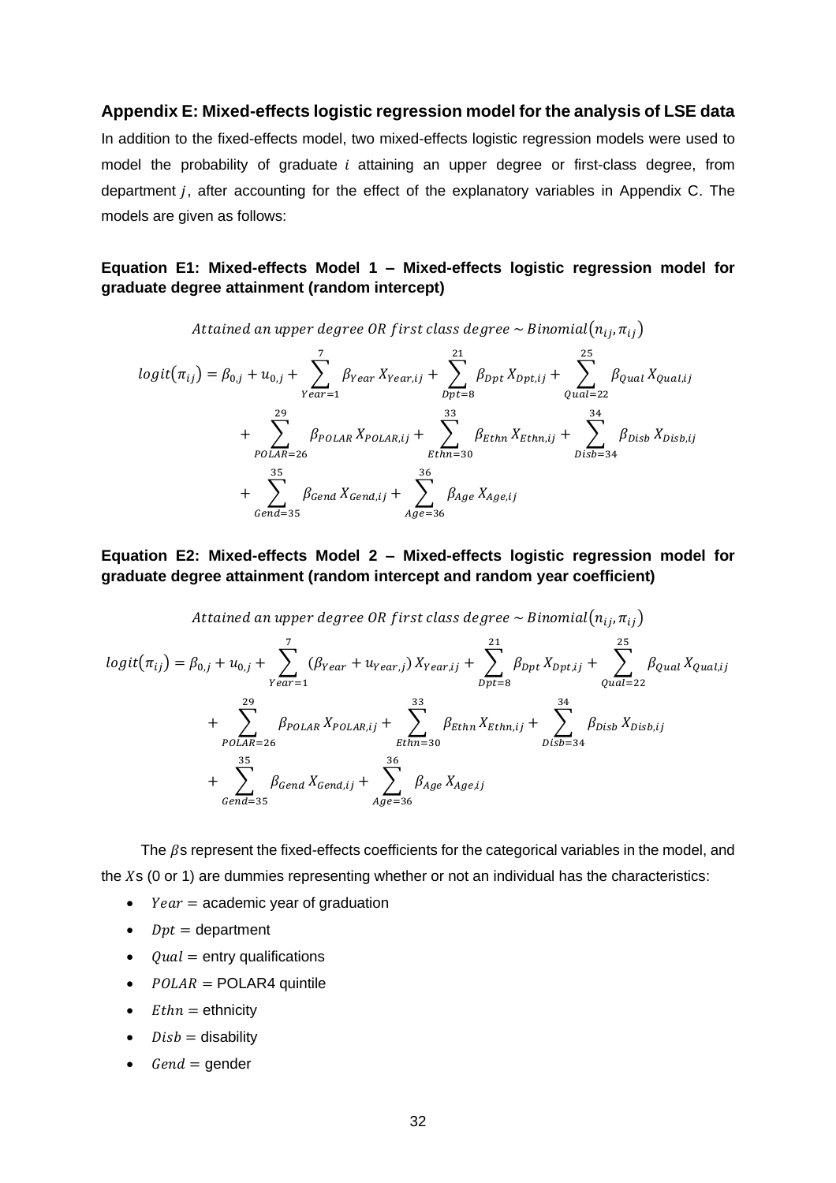### Appendix E: Mixed-effects logistic regression model for the analysis of LSE data

In addition to the fixed-effects model, two mixed-effects logistic regression models were used to model the probability of graduate $i$ attaining an upper degree or first-class degree, from department $j$, after accounting for the effect of the explanatory variables in Appendix C. The models are given as follows:

**Equation E1: Mixed-effects Model 1 – Mixed-effects logistic regression model for graduate degree attainment (random intercept)**

$$Attained\ an\ upper\ degree\ OR\ first\ class\ degree \sim Binomial(n_{ij}, \pi_{ij})$$

$$\begin{aligned} logit(\pi_{ij}) = \beta_{0,j} + u_{0,j} &+ \sum_{Year=1}^{7} \beta_{Year} X_{Year,ij} + \sum_{Dpt=8}^{21} \beta_{Dpt} X_{Dpt,ij} + \sum_{Qual=22}^{25} \beta_{Qual} X_{Qual,ij} \\ &+ \sum_{POLAR=26}^{29} \beta_{POLAR} X_{POLAR,ij} + \sum_{Ethn=30}^{33} \beta_{Ethn} X_{Ethn,ij} + \sum_{Disb=34}^{34} \beta_{Disb} X_{Disb,ij} \\ &+ \sum_{Gend=35}^{35} \beta_{Gend} X_{Gend,ij} + \sum_{Age=36}^{36} \beta_{Age} X_{Age,ij} \end{aligned}$$

**Equation E2: Mixed-effects Model 2 – Mixed-effects logistic regression model for graduate degree attainment (random intercept and random year coefficient)**

$$Attained\ an\ upper\ degree\ OR\ first\ class\ degree \sim Binomial(n_{ij}, \pi_{ij})$$

$$\begin{aligned} logit(\pi_{ij}) = \beta_{0,j} + u_{0,j} &+ \sum_{Year=1}^{7} (\beta_{Year} + u_{Year,j}) X_{Year,ij} + \sum_{Dpt=8}^{21} \beta_{Dpt} X_{Dpt,ij} + \sum_{Qual=22}^{25} \beta_{Qual} X_{Qual,ij} \\ &+ \sum_{POLAR=26}^{29} \beta_{POLAR} X_{POLAR,ij} + \sum_{Ethn=30}^{33} \beta_{Ethn} X_{Ethn,ij} + \sum_{Disb=34}^{34} \beta_{Disb} X_{Disb,ij} \\ &+ \sum_{Gend=35}^{35} \beta_{Gend} X_{Gend,ij} + \sum_{Age=36}^{36} \beta_{Age} X_{Age,ij} \end{aligned}$$

The $\beta$s represent the fixed-effects coefficients for the categorical variables in the model, and the $X$s (0 or 1) are dummies representing whether or not an individual has the characteristics:

- $Year =$ academic year of graduation
- $Dpt =$ department
- $Qual =$ entry qualifications
- $POLAR =$ POLAR4 quintile
- $Ethn =$ ethnicity
- $Disb =$ disability
- $Gend =$ gender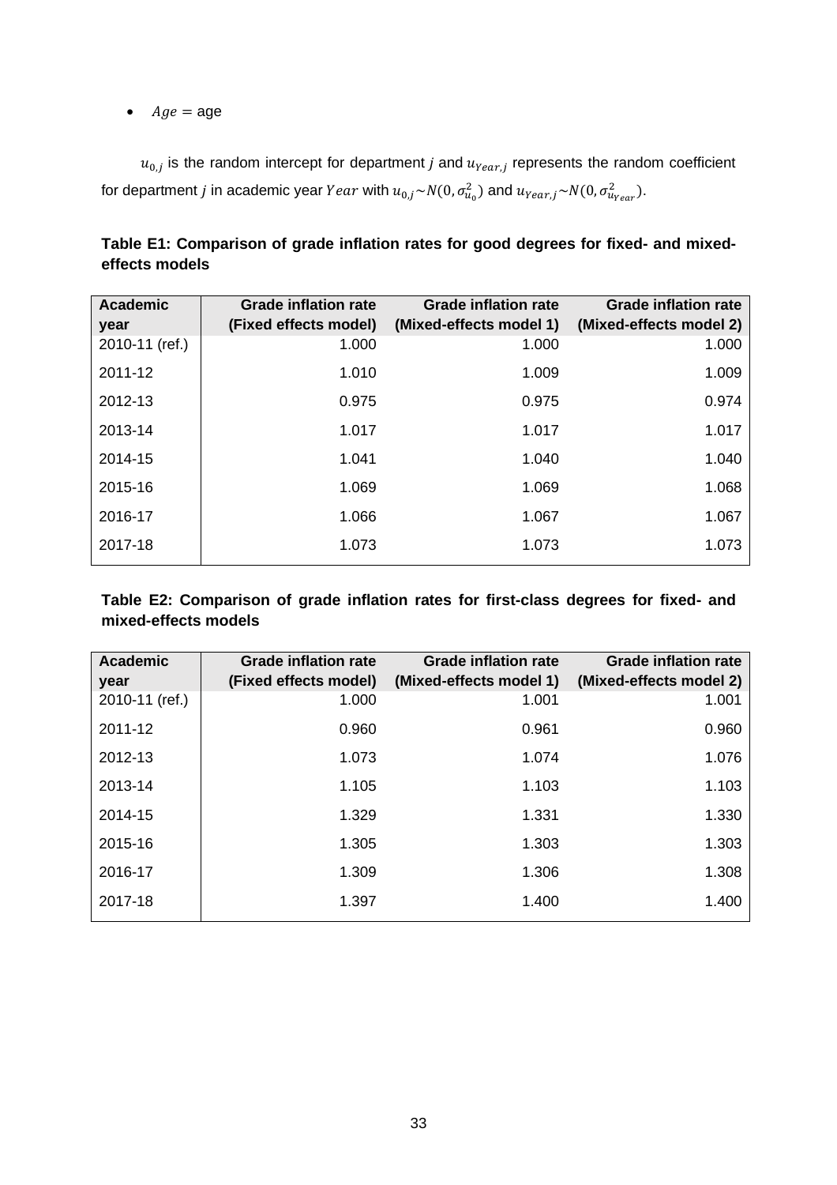- $Age$ = age

$u_{0,j}$ is the random intercept for department $j$ and $u_{Year,j}$ represents the random coefficient for department $j$ in academic year $Year$ with $u_{0,j} \sim N(0, \sigma_{u_0}^2)$ and $u_{Year,j} \sim N(0, \sigma_{u_{Year}}^2)$.

**Table E1: Comparison of grade inflation rates for good degrees for fixed- and mixed-effects models**

| Academic year | Grade inflation rate (Fixed effects model) | Grade inflation rate (Mixed-effects model 1) | Grade inflation rate (Mixed-effects model 2) |
|---|---|---|---|
| 2010-11 (ref.) | 1.000 | 1.000 | 1.000 |
| 2011-12 | 1.010 | 1.009 | 1.009 |
| 2012-13 | 0.975 | 0.975 | 0.974 |
| 2013-14 | 1.017 | 1.017 | 1.017 |
| 2014-15 | 1.041 | 1.040 | 1.040 |
| 2015-16 | 1.069 | 1.069 | 1.068 |
| 2016-17 | 1.066 | 1.067 | 1.067 |
| 2017-18 | 1.073 | 1.073 | 1.073 |

**Table E2: Comparison of grade inflation rates for first-class degrees for fixed- and mixed-effects models**

| Academic year | Grade inflation rate (Fixed effects model) | Grade inflation rate (Mixed-effects model 1) | Grade inflation rate (Mixed-effects model 2) |
|---|---|---|---|
| 2010-11 (ref.) | 1.000 | 1.001 | 1.001 |
| 2011-12 | 0.960 | 0.961 | 0.960 |
| 2012-13 | 1.073 | 1.074 | 1.076 |
| 2013-14 | 1.105 | 1.103 | 1.103 |
| 2014-15 | 1.329 | 1.331 | 1.330 |
| 2015-16 | 1.305 | 1.303 | 1.303 |
| 2016-17 | 1.309 | 1.306 | 1.308 |
| 2017-18 | 1.397 | 1.400 | 1.400 |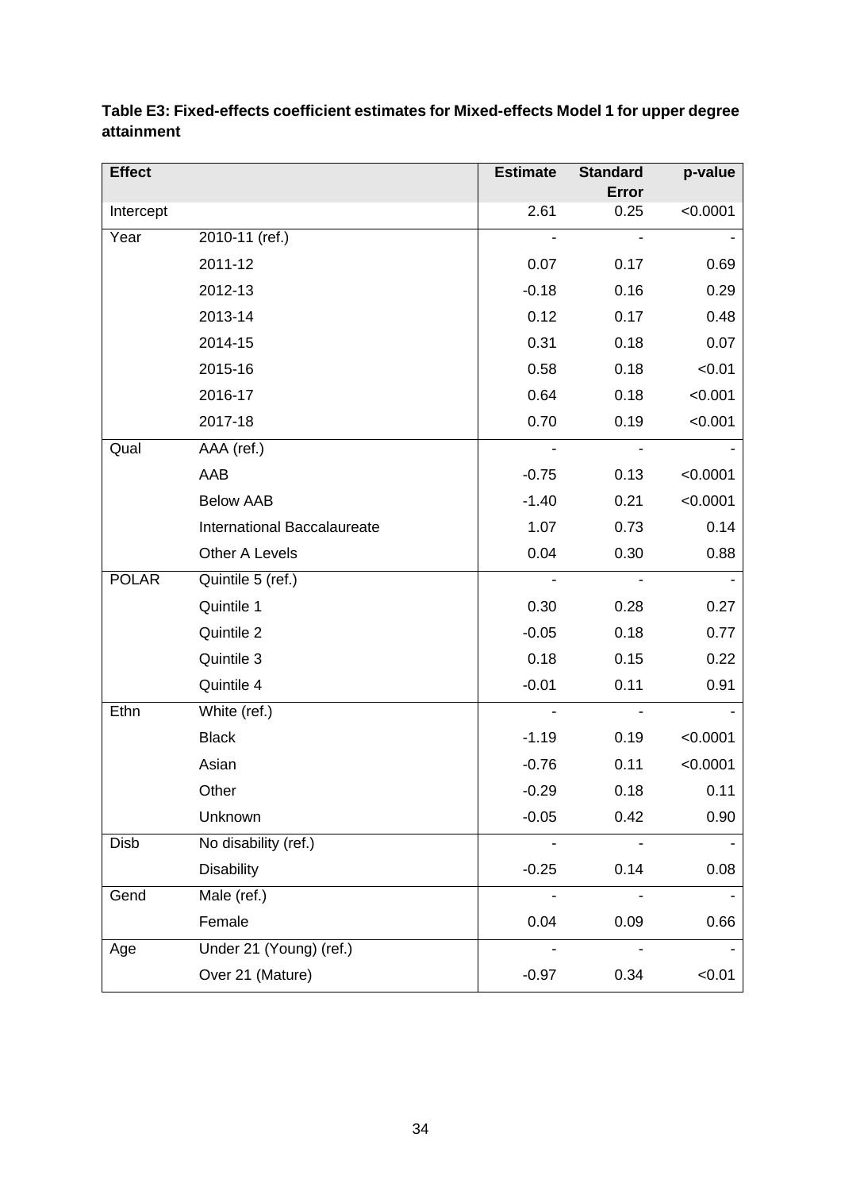**Table E3: Fixed-effects coefficient estimates for Mixed-effects Model 1 for upper degree attainment**

| Effect | | Estimate | Standard Error | p-value |
|---|---|---|---|---|
| Intercept | | 2.61 | 0.25 | <0.0001 |
| Year | 2010-11 (ref.) | - | - | - |
| | 2011-12 | 0.07 | 0.17 | 0.69 |
| | 2012-13 | -0.18 | 0.16 | 0.29 |
| | 2013-14 | 0.12 | 0.17 | 0.48 |
| | 2014-15 | 0.31 | 0.18 | 0.07 |
| | 2015-16 | 0.58 | 0.18 | <0.01 |
| | 2016-17 | 0.64 | 0.18 | <0.001 |
| | 2017-18 | 0.70 | 0.19 | <0.001 |
| Qual | AAA (ref.) | - | - | - |
| | AAB | -0.75 | 0.13 | <0.0001 |
| | Below AAB | -1.40 | 0.21 | <0.0001 |
| | International Baccalaureate | 1.07 | 0.73 | 0.14 |
| | Other A Levels | 0.04 | 0.30 | 0.88 |
| POLAR | Quintile 5 (ref.) | - | - | - |
| | Quintile 1 | 0.30 | 0.28 | 0.27 |
| | Quintile 2 | -0.05 | 0.18 | 0.77 |
| | Quintile 3 | 0.18 | 0.15 | 0.22 |
| | Quintile 4 | -0.01 | 0.11 | 0.91 |
| Ethn | White (ref.) | - | - | - |
| | Black | -1.19 | 0.19 | <0.0001 |
| | Asian | -0.76 | 0.11 | <0.0001 |
| | Other | -0.29 | 0.18 | 0.11 |
| | Unknown | -0.05 | 0.42 | 0.90 |
| Disb | No disability (ref.) | - | - | - |
| | Disability | -0.25 | 0.14 | 0.08 |
| Gend | Male (ref.) | - | - | - |
| | Female | 0.04 | 0.09 | 0.66 |
| Age | Under 21 (Young) (ref.) | - | - | - |
| | Over 21 (Mature) | -0.97 | 0.34 | <0.01 |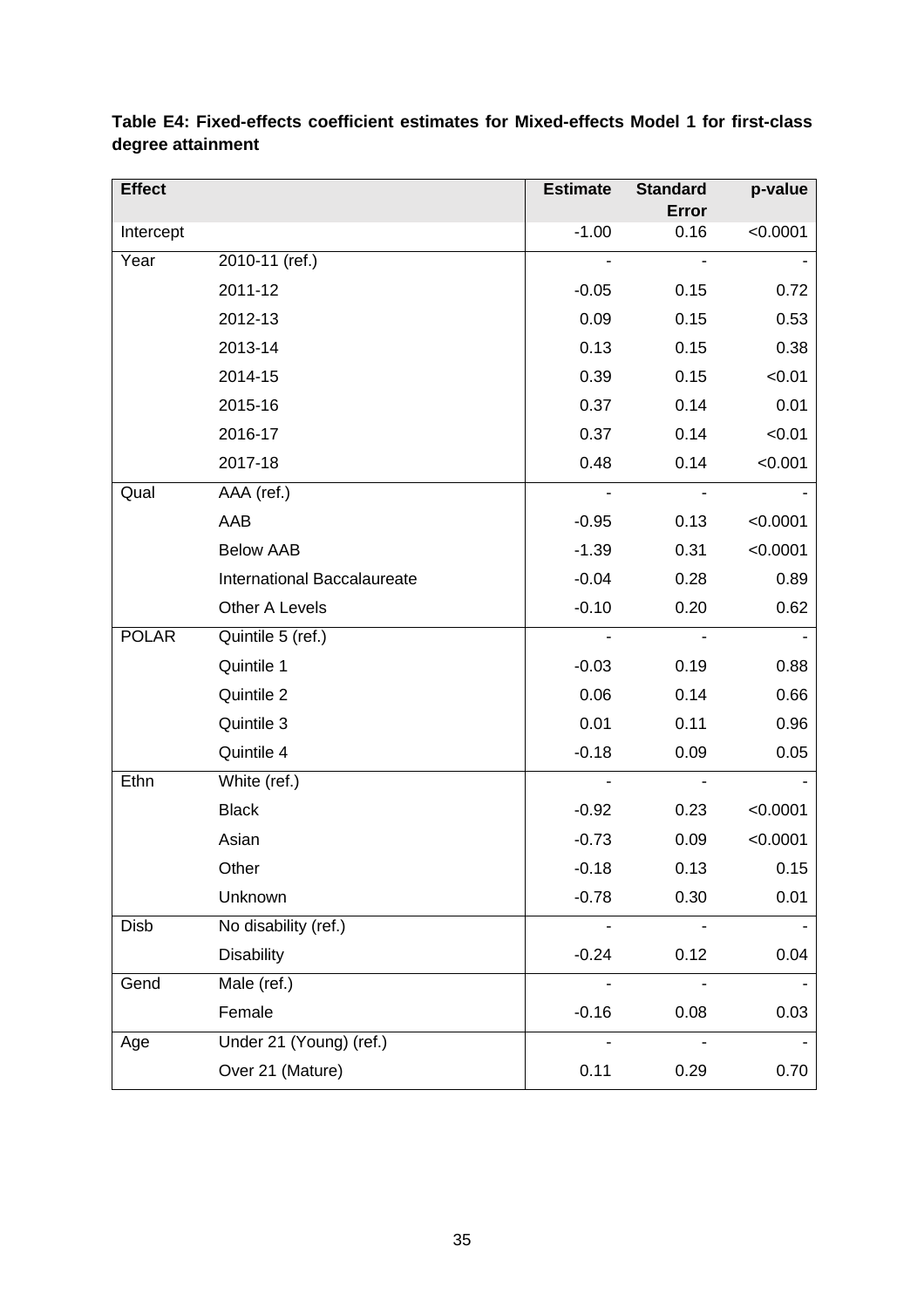**Table E4: Fixed-effects coefficient estimates for Mixed-effects Model 1 for first-class degree attainment**

| Effect | | Estimate | Standard Error | p-value |
|---|---|---|---|---|
| Intercept | | -1.00 | 0.16 | <0.0001 |
| Year | 2010-11 (ref.) | - | - | - |
| | 2011-12 | -0.05 | 0.15 | 0.72 |
| | 2012-13 | 0.09 | 0.15 | 0.53 |
| | 2013-14 | 0.13 | 0.15 | 0.38 |
| | 2014-15 | 0.39 | 0.15 | <0.01 |
| | 2015-16 | 0.37 | 0.14 | 0.01 |
| | 2016-17 | 0.37 | 0.14 | <0.01 |
| | 2017-18 | 0.48 | 0.14 | <0.001 |
| Qual | AAA (ref.) | - | - | - |
| | AAB | -0.95 | 0.13 | <0.0001 |
| | Below AAB | -1.39 | 0.31 | <0.0001 |
| | International Baccalaureate | -0.04 | 0.28 | 0.89 |
| | Other A Levels | -0.10 | 0.20 | 0.62 |
| POLAR | Quintile 5 (ref.) | - | - | - |
| | Quintile 1 | -0.03 | 0.19 | 0.88 |
| | Quintile 2 | 0.06 | 0.14 | 0.66 |
| | Quintile 3 | 0.01 | 0.11 | 0.96 |
| | Quintile 4 | -0.18 | 0.09 | 0.05 |
| Ethn | White (ref.) | - | - | - |
| | Black | -0.92 | 0.23 | <0.0001 |
| | Asian | -0.73 | 0.09 | <0.0001 |
| | Other | -0.18 | 0.13 | 0.15 |
| | Unknown | -0.78 | 0.30 | 0.01 |
| Disb | No disability (ref.) | - | - | - |
| | Disability | -0.24 | 0.12 | 0.04 |
| Gend | Male (ref.) | - | - | - |
| | Female | -0.16 | 0.08 | 0.03 |
| Age | Under 21 (Young) (ref.) | - | - | - |
| | Over 21 (Mature) | 0.11 | 0.29 | 0.70 |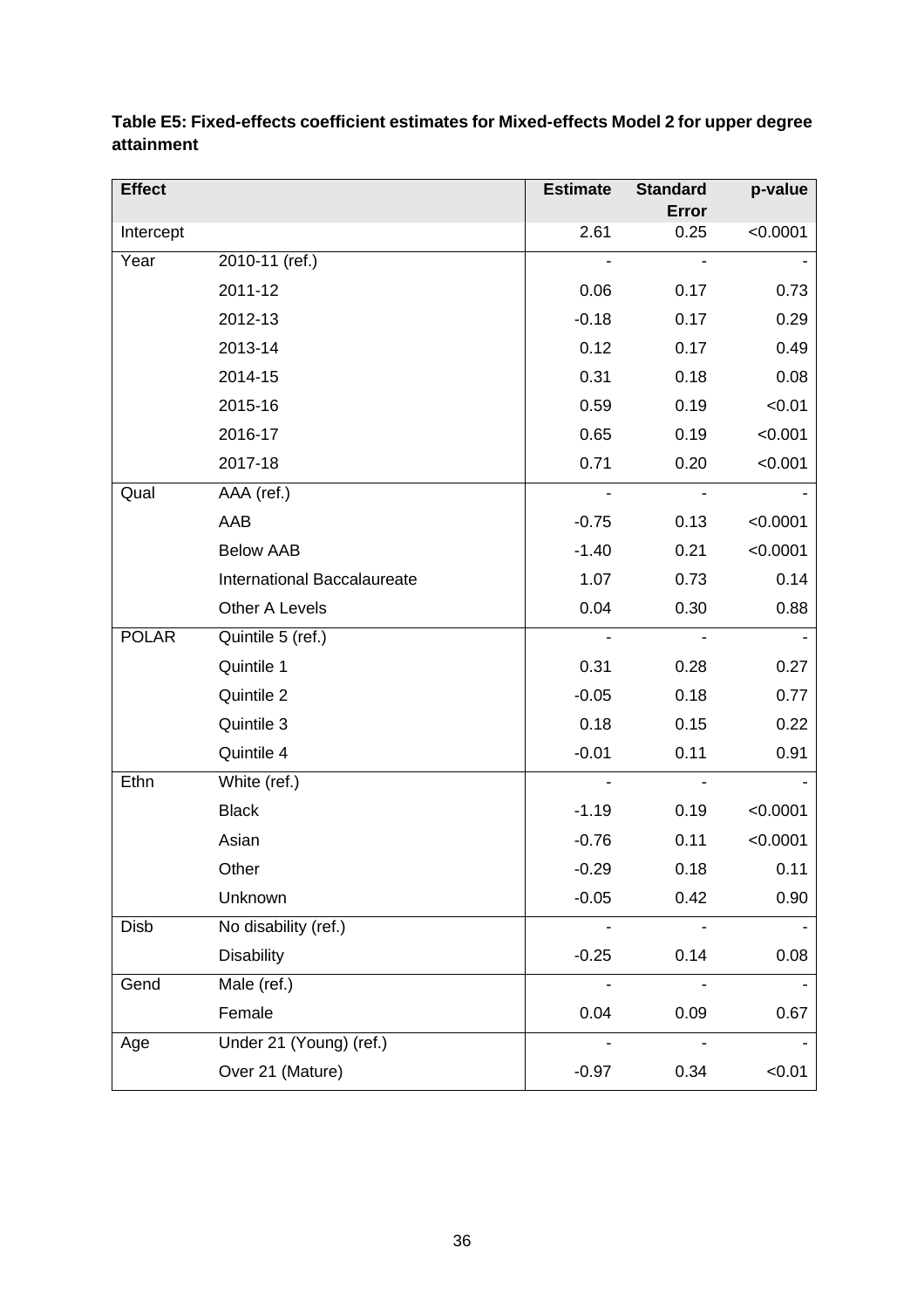**Table E5: Fixed-effects coefficient estimates for Mixed-effects Model 2 for upper degree attainment**

| Effect | | Estimate | Standard Error | p-value |
|---|---|---|---|---|
| Intercept | | 2.61 | 0.25 | <0.0001 |
| Year | 2010-11 (ref.) | - | - | - |
| | 2011-12 | 0.06 | 0.17 | 0.73 |
| | 2012-13 | -0.18 | 0.17 | 0.29 |
| | 2013-14 | 0.12 | 0.17 | 0.49 |
| | 2014-15 | 0.31 | 0.18 | 0.08 |
| | 2015-16 | 0.59 | 0.19 | <0.01 |
| | 2016-17 | 0.65 | 0.19 | <0.001 |
| | 2017-18 | 0.71 | 0.20 | <0.001 |
| Qual | AAA (ref.) | - | - | - |
| | AAB | -0.75 | 0.13 | <0.0001 |
| | Below AAB | -1.40 | 0.21 | <0.0001 |
| | International Baccalaureate | 1.07 | 0.73 | 0.14 |
| | Other A Levels | 0.04 | 0.30 | 0.88 |
| POLAR | Quintile 5 (ref.) | - | - | - |
| | Quintile 1 | 0.31 | 0.28 | 0.27 |
| | Quintile 2 | -0.05 | 0.18 | 0.77 |
| | Quintile 3 | 0.18 | 0.15 | 0.22 |
| | Quintile 4 | -0.01 | 0.11 | 0.91 |
| Ethn | White (ref.) | - | - | - |
| | Black | -1.19 | 0.19 | <0.0001 |
| | Asian | -0.76 | 0.11 | <0.0001 |
| | Other | -0.29 | 0.18 | 0.11 |
| | Unknown | -0.05 | 0.42 | 0.90 |
| Disb | No disability (ref.) | - | - | - |
| | Disability | -0.25 | 0.14 | 0.08 |
| Gend | Male (ref.) | - | - | - |
| | Female | 0.04 | 0.09 | 0.67 |
| Age | Under 21 (Young) (ref.) | - | - | - |
| | Over 21 (Mature) | -0.97 | 0.34 | <0.01 |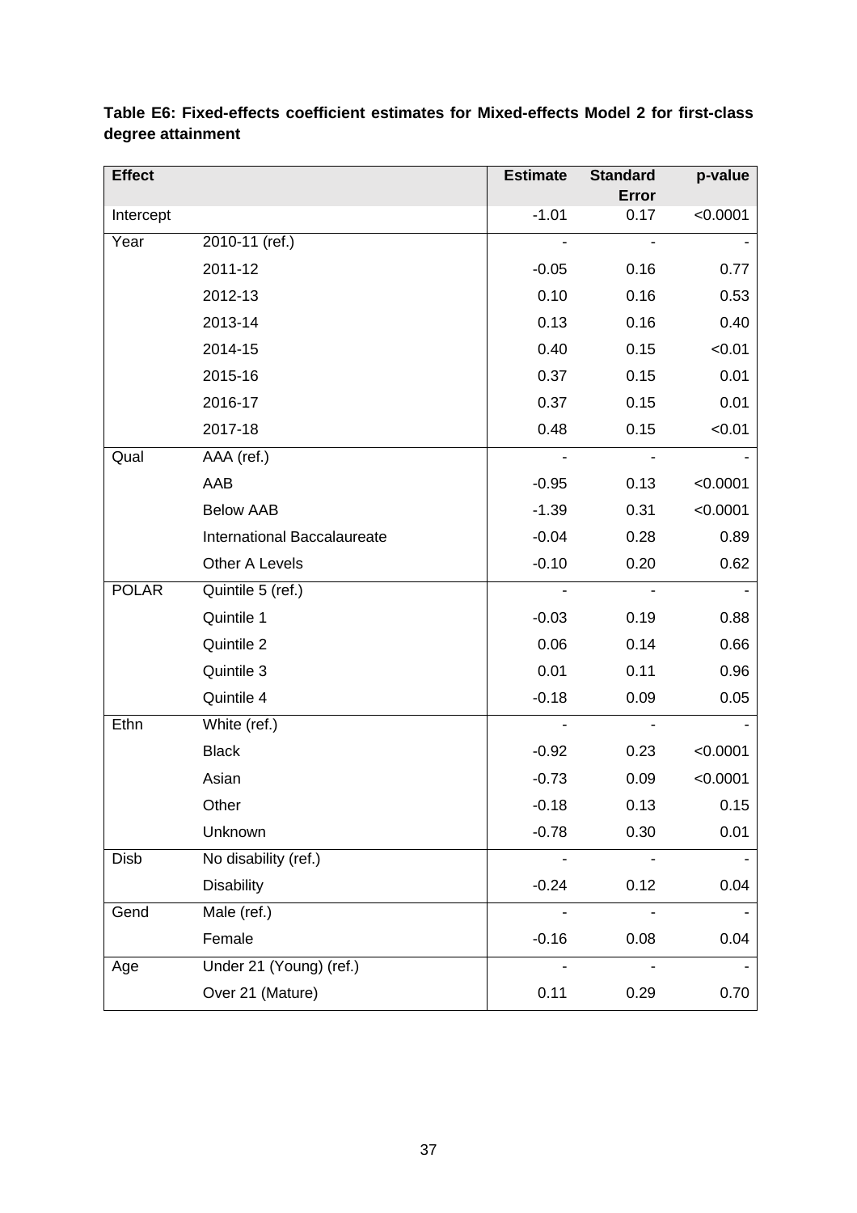**Table E6: Fixed-effects coefficient estimates for Mixed-effects Model 2 for first-class degree attainment**

| Effect | | Estimate | Standard Error | p-value |
|---|---|---|---|---|
| Intercept | | -1.01 | 0.17 | <0.0001 |
| Year | 2010-11 (ref.) | - | - | - |
| | 2011-12 | -0.05 | 0.16 | 0.77 |
| | 2012-13 | 0.10 | 0.16 | 0.53 |
| | 2013-14 | 0.13 | 0.16 | 0.40 |
| | 2014-15 | 0.40 | 0.15 | <0.01 |
| | 2015-16 | 0.37 | 0.15 | 0.01 |
| | 2016-17 | 0.37 | 0.15 | 0.01 |
| | 2017-18 | 0.48 | 0.15 | <0.01 |
| Qual | AAA (ref.) | - | - | - |
| | AAB | -0.95 | 0.13 | <0.0001 |
| | Below AAB | -1.39 | 0.31 | <0.0001 |
| | International Baccalaureate | -0.04 | 0.28 | 0.89 |
| | Other A Levels | -0.10 | 0.20 | 0.62 |
| POLAR | Quintile 5 (ref.) | - | - | - |
| | Quintile 1 | -0.03 | 0.19 | 0.88 |
| | Quintile 2 | 0.06 | 0.14 | 0.66 |
| | Quintile 3 | 0.01 | 0.11 | 0.96 |
| | Quintile 4 | -0.18 | 0.09 | 0.05 |
| Ethn | White (ref.) | - | - | - |
| | Black | -0.92 | 0.23 | <0.0001 |
| | Asian | -0.73 | 0.09 | <0.0001 |
| | Other | -0.18 | 0.13 | 0.15 |
| | Unknown | -0.78 | 0.30 | 0.01 |
| Disb | No disability (ref.) | - | - | - |
| | Disability | -0.24 | 0.12 | 0.04 |
| Gend | Male (ref.) | - | - | - |
| | Female | -0.16 | 0.08 | 0.04 |
| Age | Under 21 (Young) (ref.) | - | - | - |
| | Over 21 (Mature) | 0.11 | 0.29 | 0.70 |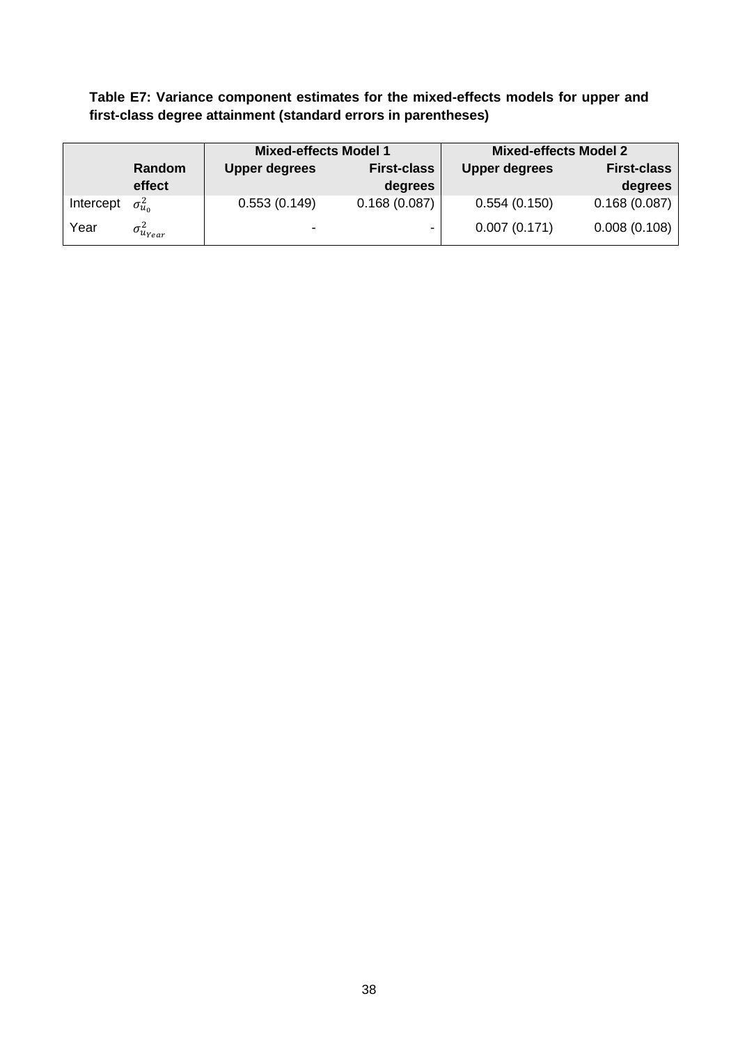**Table E7: Variance component estimates for the mixed-effects models for upper and first-class degree attainment (standard errors in parentheses)**

| | Random effect | Mixed-effects Model 1 | | Mixed-effects Model 2 | |
|---|---|---|---|---|---|
| | | Upper degrees | First-class degrees | Upper degrees | First-class degrees |
| Intercept | $\sigma^2_{u_0}$ | 0.553 (0.149) | 0.168 (0.087) | 0.554 (0.150) | 0.168 (0.087) |
| Year | $\sigma^2_{u_{Year}}$ | - | - | 0.007 (0.171) | 0.008 (0.108) |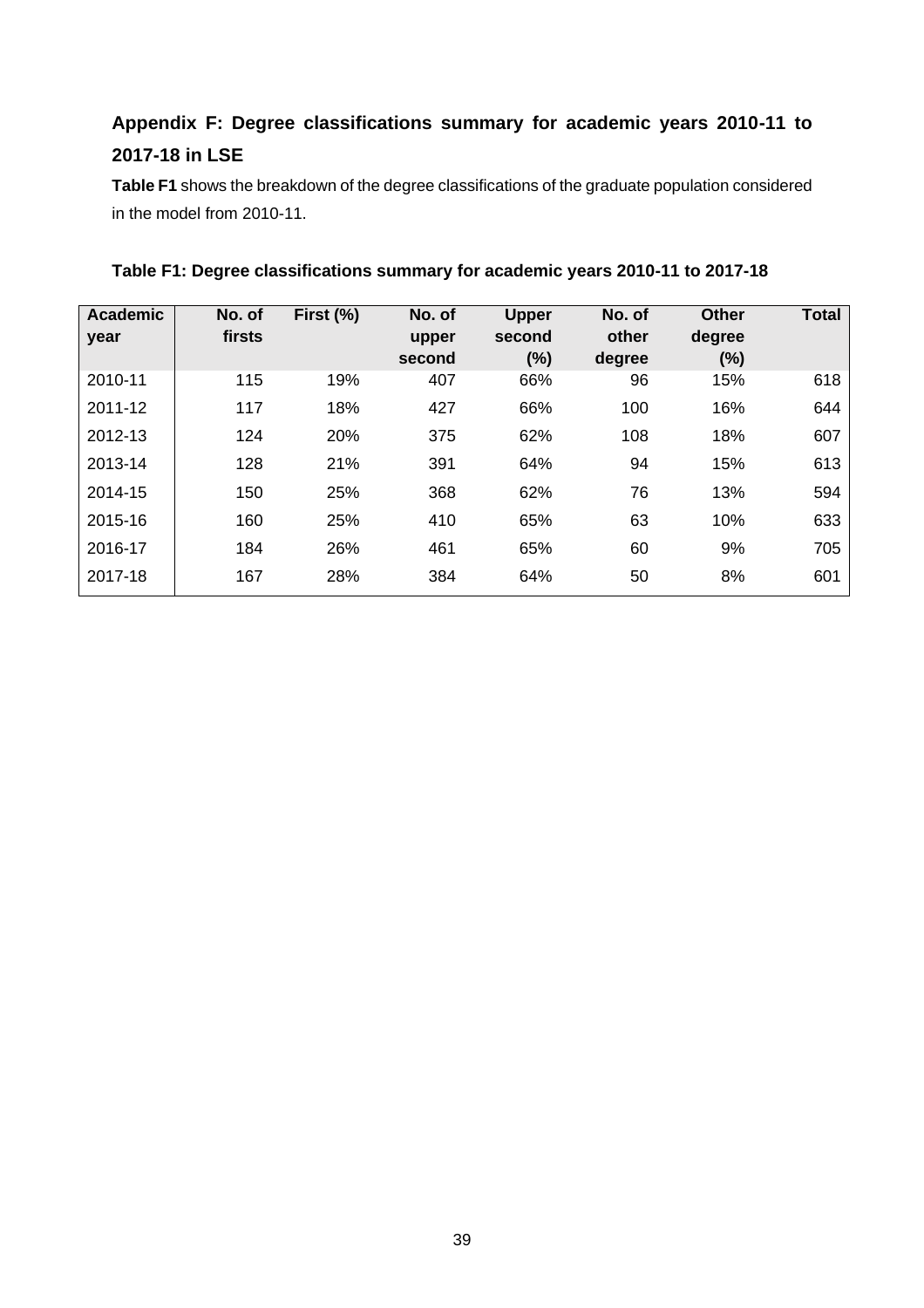## Appendix F: Degree classifications summary for academic years 2010-11 to 2017-18 in LSE

**Table F1** shows the breakdown of the degree classifications of the graduate population considered in the model from 2010-11.

**Table F1: Degree classifications summary for academic years 2010-11 to 2017-18**

| Academic year | No. of firsts | First (%) | No. of upper second | Upper second (%) | No. of other degree | Other degree (%) | Total |
|---|---|---|---|---|---|---|---|
| 2010-11 | 115 | 19% | 407 | 66% | 96 | 15% | 618 |
| 2011-12 | 117 | 18% | 427 | 66% | 100 | 16% | 644 |
| 2012-13 | 124 | 20% | 375 | 62% | 108 | 18% | 607 |
| 2013-14 | 128 | 21% | 391 | 64% | 94 | 15% | 613 |
| 2014-15 | 150 | 25% | 368 | 62% | 76 | 13% | 594 |
| 2015-16 | 160 | 25% | 410 | 65% | 63 | 10% | 633 |
| 2016-17 | 184 | 26% | 461 | 65% | 60 | 9% | 705 |
| 2017-18 | 167 | 28% | 384 | 64% | 50 | 8% | 601 |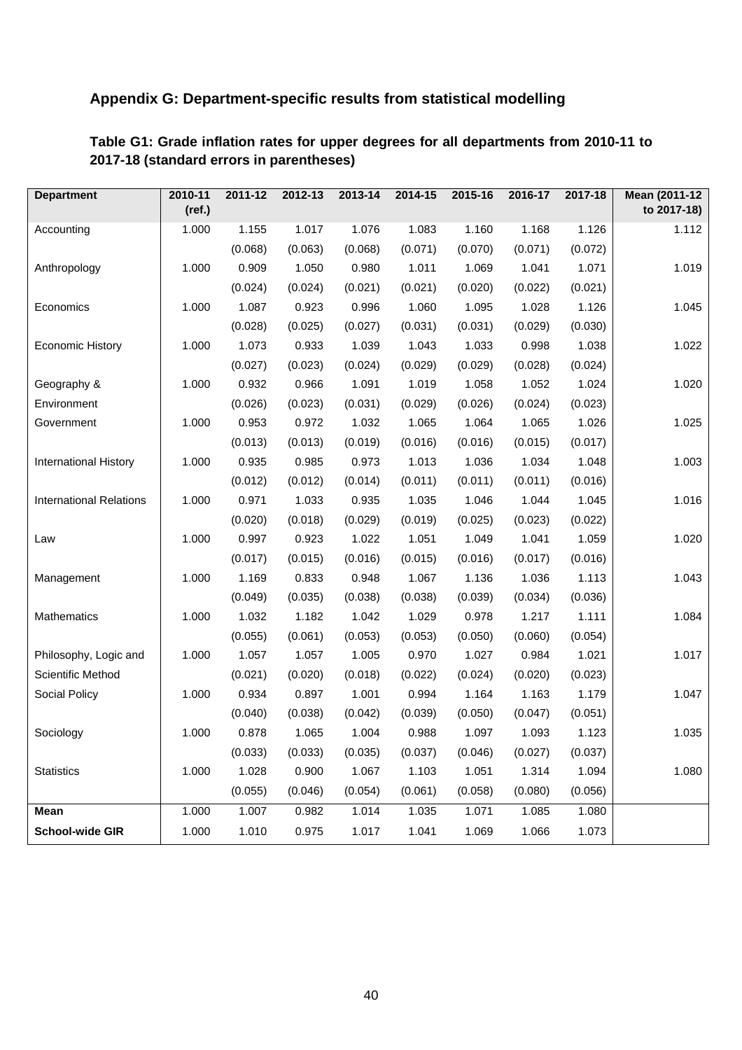## Appendix G: Department-specific results from statistical modelling

### Table G1: Grade inflation rates for upper degrees for all departments from 2010-11 to 2017-18 (standard errors in parentheses)

| Department | 2010-11 (ref.) | 2011-12 | 2012-13 | 2013-14 | 2014-15 | 2015-16 | 2016-17 | 2017-18 | Mean (2011-12 to 2017-18) |
|---|---|---|---|---|---|---|---|---|---|
| Accounting | 1.000 | 1.155 | 1.017 | 1.076 | 1.083 | 1.160 | 1.168 | 1.126 | 1.112 |
| | | (0.068) | (0.063) | (0.068) | (0.071) | (0.070) | (0.071) | (0.072) | |
| Anthropology | 1.000 | 0.909 | 1.050 | 0.980 | 1.011 | 1.069 | 1.041 | 1.071 | 1.019 |
| | | (0.024) | (0.024) | (0.021) | (0.021) | (0.020) | (0.022) | (0.021) | |
| Economics | 1.000 | 1.087 | 0.923 | 0.996 | 1.060 | 1.095 | 1.028 | 1.126 | 1.045 |
| | | (0.028) | (0.025) | (0.027) | (0.031) | (0.031) | (0.029) | (0.030) | |
| Economic History | 1.000 | 1.073 | 0.933 | 1.039 | 1.043 | 1.033 | 0.998 | 1.038 | 1.022 |
| | | (0.027) | (0.023) | (0.024) | (0.029) | (0.029) | (0.028) | (0.024) | |
| Geography & Environment | 1.000 | 0.932 | 0.966 | 1.091 | 1.019 | 1.058 | 1.052 | 1.024 | 1.020 |
| | | (0.026) | (0.023) | (0.031) | (0.029) | (0.026) | (0.024) | (0.023) | |
| Government | 1.000 | 0.953 | 0.972 | 1.032 | 1.065 | 1.064 | 1.065 | 1.026 | 1.025 |
| | | (0.013) | (0.013) | (0.019) | (0.016) | (0.016) | (0.015) | (0.017) | |
| International History | 1.000 | 0.935 | 0.985 | 0.973 | 1.013 | 1.036 | 1.034 | 1.048 | 1.003 |
| | | (0.012) | (0.012) | (0.014) | (0.011) | (0.011) | (0.011) | (0.016) | |
| International Relations | 1.000 | 0.971 | 1.033 | 0.935 | 1.035 | 1.046 | 1.044 | 1.045 | 1.016 |
| | | (0.020) | (0.018) | (0.029) | (0.019) | (0.025) | (0.023) | (0.022) | |
| Law | 1.000 | 0.997 | 0.923 | 1.022 | 1.051 | 1.049 | 1.041 | 1.059 | 1.020 |
| | | (0.017) | (0.015) | (0.016) | (0.015) | (0.016) | (0.017) | (0.016) | |
| Management | 1.000 | 1.169 | 0.833 | 0.948 | 1.067 | 1.136 | 1.036 | 1.113 | 1.043 |
| | | (0.049) | (0.035) | (0.038) | (0.038) | (0.039) | (0.034) | (0.036) | |
| Mathematics | 1.000 | 1.032 | 1.182 | 1.042 | 1.029 | 0.978 | 1.217 | 1.111 | 1.084 |
| | | (0.055) | (0.061) | (0.053) | (0.053) | (0.050) | (0.060) | (0.054) | |
| Philosophy, Logic and Scientific Method | 1.000 | 1.057 | 1.057 | 1.005 | 0.970 | 1.027 | 0.984 | 1.021 | 1.017 |
| | | (0.021) | (0.020) | (0.018) | (0.022) | (0.024) | (0.020) | (0.023) | |
| Social Policy | 1.000 | 0.934 | 0.897 | 1.001 | 0.994 | 1.164 | 1.163 | 1.179 | 1.047 |
| | | (0.040) | (0.038) | (0.042) | (0.039) | (0.050) | (0.047) | (0.051) | |
| Sociology | 1.000 | 0.878 | 1.065 | 1.004 | 0.988 | 1.097 | 1.093 | 1.123 | 1.035 |
| | | (0.033) | (0.033) | (0.035) | (0.037) | (0.046) | (0.027) | (0.037) | |
| Statistics | 1.000 | 1.028 | 0.900 | 1.067 | 1.103 | 1.051 | 1.314 | 1.094 | 1.080 |
| | | (0.055) | (0.046) | (0.054) | (0.061) | (0.058) | (0.080) | (0.056) | |
| **Mean** | 1.000 | 1.007 | 0.982 | 1.014 | 1.035 | 1.071 | 1.085 | 1.080 | |
| **School-wide GIR** | 1.000 | 1.010 | 0.975 | 1.017 | 1.041 | 1.069 | 1.066 | 1.073 | |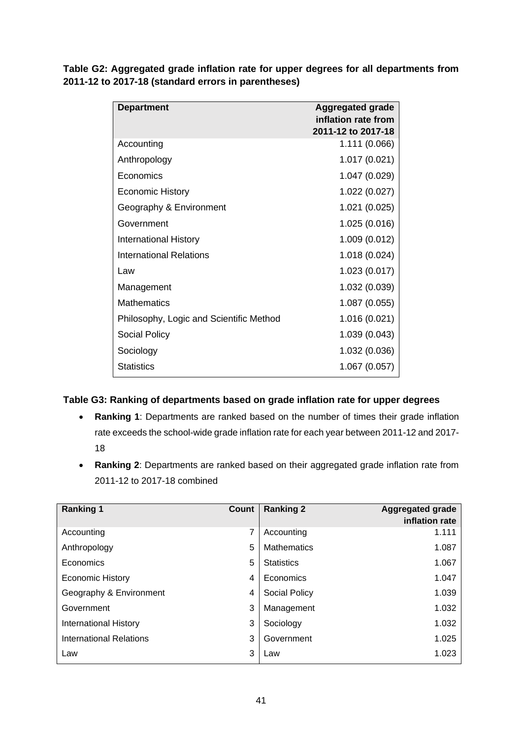**Table G2: Aggregated grade inflation rate for upper degrees for all departments from 2011-12 to 2017-18 (standard errors in parentheses)**

| Department | Aggregated grade inflation rate from 2011-12 to 2017-18 |
|---|---|
| Accounting | 1.111 (0.066) |
| Anthropology | 1.017 (0.021) |
| Economics | 1.047 (0.029) |
| Economic History | 1.022 (0.027) |
| Geography & Environment | 1.021 (0.025) |
| Government | 1.025 (0.016) |
| International History | 1.009 (0.012) |
| International Relations | 1.018 (0.024) |
| Law | 1.023 (0.017) |
| Management | 1.032 (0.039) |
| Mathematics | 1.087 (0.055) |
| Philosophy, Logic and Scientific Method | 1.016 (0.021) |
| Social Policy | 1.039 (0.043) |
| Sociology | 1.032 (0.036) |
| Statistics | 1.067 (0.057) |

**Table G3: Ranking of departments based on grade inflation rate for upper degrees**

- **Ranking 1**: Departments are ranked based on the number of times their grade inflation rate exceeds the school-wide grade inflation rate for each year between 2011-12 and 2017-18
- **Ranking 2**: Departments are ranked based on their aggregated grade inflation rate from 2011-12 to 2017-18 combined

| Ranking 1 | Count | Ranking 2 | Aggregated grade inflation rate |
|---|---|---|---|
| Accounting | 7 | Accounting | 1.111 |
| Anthropology | 5 | Mathematics | 1.087 |
| Economics | 5 | Statistics | 1.067 |
| Economic History | 4 | Economics | 1.047 |
| Geography & Environment | 4 | Social Policy | 1.039 |
| Government | 3 | Management | 1.032 |
| International History | 3 | Sociology | 1.032 |
| International Relations | 3 | Government | 1.025 |
| Law | 3 | Law | 1.023 |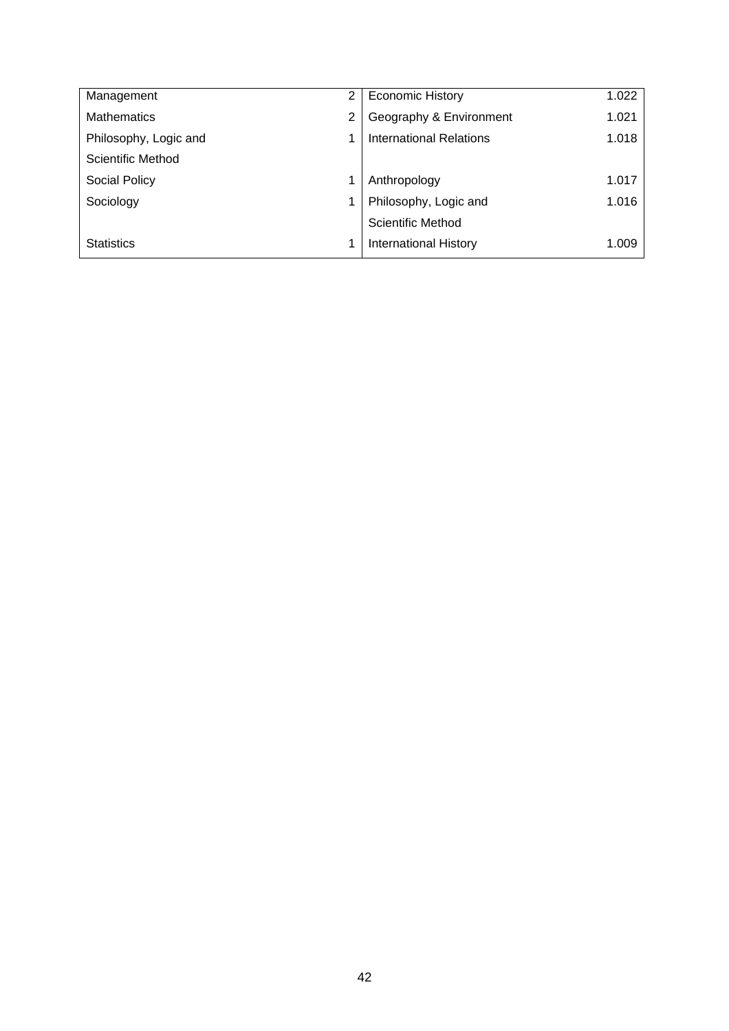| | | | |
|---|---|---|---|
| Management | 2 | Economic History | 1.022 |
| Mathematics | 2 | Geography & Environment | 1.021 |
| Philosophy, Logic and Scientific Method | 1 | International Relations | 1.018 |
| Social Policy | 1 | Anthropology | 1.017 |
| Sociology | 1 | Philosophy, Logic and Scientific Method | 1.016 |
| Statistics | 1 | International History | 1.009 |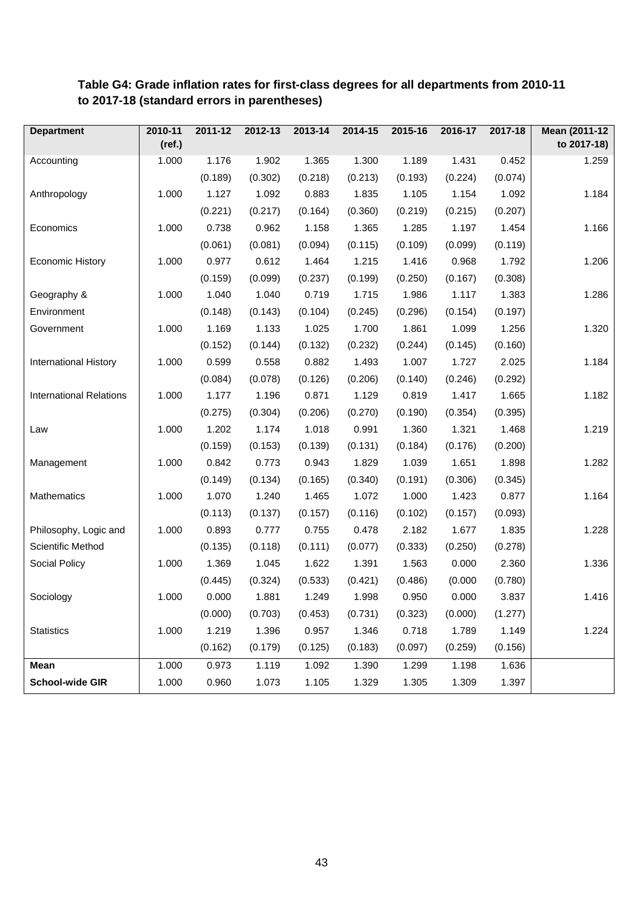**Table G4: Grade inflation rates for first-class degrees for all departments from 2010-11 to 2017-18 (standard errors in parentheses)**

| Department | 2010-11 (ref.) | 2011-12 | 2012-13 | 2013-14 | 2014-15 | 2015-16 | 2016-17 | 2017-18 | Mean (2011-12 to 2017-18) |
|---|---|---|---|---|---|---|---|---|---|
| Accounting | 1.000 | 1.176 | 1.902 | 1.365 | 1.300 | 1.189 | 1.431 | 0.452 | 1.259 |
| | | (0.189) | (0.302) | (0.218) | (0.213) | (0.193) | (0.224) | (0.074) | |
| Anthropology | 1.000 | 1.127 | 1.092 | 0.883 | 1.835 | 1.105 | 1.154 | 1.092 | 1.184 |
| | | (0.221) | (0.217) | (0.164) | (0.360) | (0.219) | (0.215) | (0.207) | |
| Economics | 1.000 | 0.738 | 0.962 | 1.158 | 1.365 | 1.285 | 1.197 | 1.454 | 1.166 |
| | | (0.061) | (0.081) | (0.094) | (0.115) | (0.109) | (0.099) | (0.119) | |
| Economic History | 1.000 | 0.977 | 0.612 | 1.464 | 1.215 | 1.416 | 0.968 | 1.792 | 1.206 |
| | | (0.159) | (0.099) | (0.237) | (0.199) | (0.250) | (0.167) | (0.308) | |
| Geography & Environment | 1.000 | 1.040 | 1.040 | 0.719 | 1.715 | 1.986 | 1.117 | 1.383 | 1.286 |
| | | (0.148) | (0.143) | (0.104) | (0.245) | (0.296) | (0.154) | (0.197) | |
| Government | 1.000 | 1.169 | 1.133 | 1.025 | 1.700 | 1.861 | 1.099 | 1.256 | 1.320 |
| | | (0.152) | (0.144) | (0.132) | (0.232) | (0.244) | (0.145) | (0.160) | |
| International History | 1.000 | 0.599 | 0.558 | 0.882 | 1.493 | 1.007 | 1.727 | 2.025 | 1.184 |
| | | (0.084) | (0.078) | (0.126) | (0.206) | (0.140) | (0.246) | (0.292) | |
| International Relations | 1.000 | 1.177 | 1.196 | 0.871 | 1.129 | 0.819 | 1.417 | 1.665 | 1.182 |
| | | (0.275) | (0.304) | (0.206) | (0.270) | (0.190) | (0.354) | (0.395) | |
| Law | 1.000 | 1.202 | 1.174 | 1.018 | 0.991 | 1.360 | 1.321 | 1.468 | 1.219 |
| | | (0.159) | (0.153) | (0.139) | (0.131) | (0.184) | (0.176) | (0.200) | |
| Management | 1.000 | 0.842 | 0.773 | 0.943 | 1.829 | 1.039 | 1.651 | 1.898 | 1.282 |
| | | (0.149) | (0.134) | (0.165) | (0.340) | (0.191) | (0.306) | (0.345) | |
| Mathematics | 1.000 | 1.070 | 1.240 | 1.465 | 1.072 | 1.000 | 1.423 | 0.877 | 1.164 |
| | | (0.113) | (0.137) | (0.157) | (0.116) | (0.102) | (0.157) | (0.093) | |
| Philosophy, Logic and Scientific Method | 1.000 | 0.893 | 0.777 | 0.755 | 0.478 | 2.182 | 1.677 | 1.835 | 1.228 |
| | | (0.135) | (0.118) | (0.111) | (0.077) | (0.333) | (0.250) | (0.278) | |
| Social Policy | 1.000 | 1.369 | 1.045 | 1.622 | 1.391 | 1.563 | 0.000 | 2.360 | 1.336 |
| | | (0.445) | (0.324) | (0.533) | (0.421) | (0.486) | (0.000 | (0.780) | |
| Sociology | 1.000 | 0.000 | 1.881 | 1.249 | 1.998 | 0.950 | 0.000 | 3.837 | 1.416 |
| | | (0.000) | (0.703) | (0.453) | (0.731) | (0.323) | (0.000) | (1.277) | |
| Statistics | 1.000 | 1.219 | 1.396 | 0.957 | 1.346 | 0.718 | 1.789 | 1.149 | 1.224 |
| | | (0.162) | (0.179) | (0.125) | (0.183) | (0.097) | (0.259) | (0.156) | |
| **Mean** | 1.000 | 0.973 | 1.119 | 1.092 | 1.390 | 1.299 | 1.198 | 1.636 | |
| **School-wide GIR** | 1.000 | 0.960 | 1.073 | 1.105 | 1.329 | 1.305 | 1.309 | 1.397 | |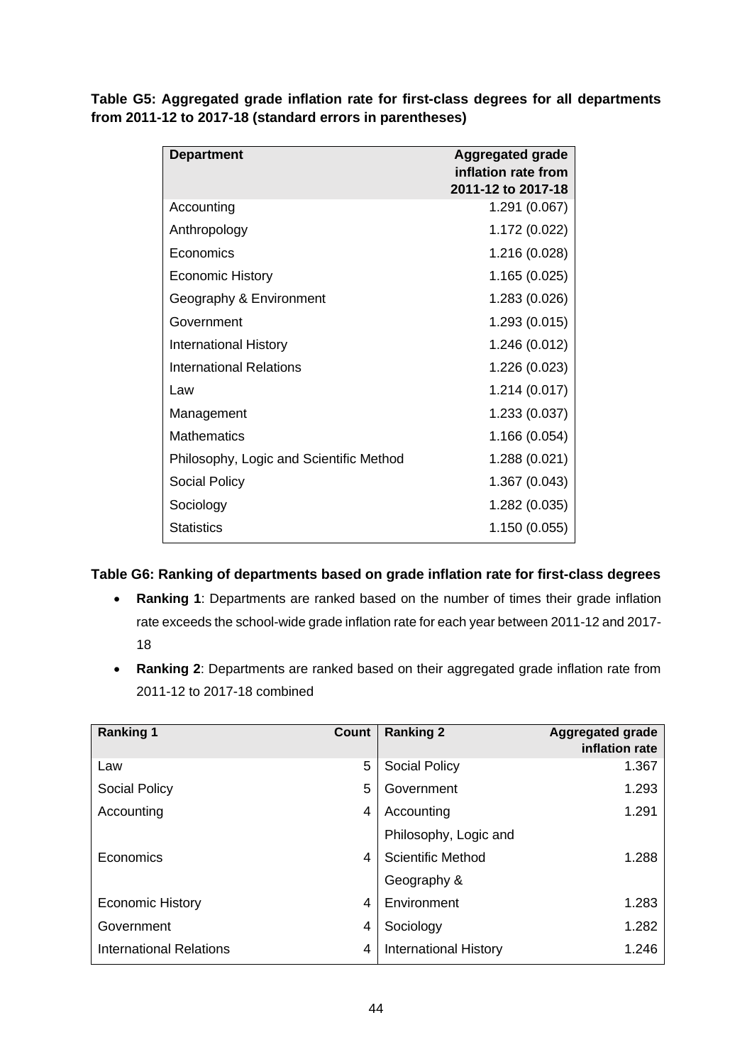**Table G5: Aggregated grade inflation rate for first-class degrees for all departments from 2011-12 to 2017-18 (standard errors in parentheses)**

| Department | Aggregated grade inflation rate from 2011-12 to 2017-18 |
|---|---|
| Accounting | 1.291 (0.067) |
| Anthropology | 1.172 (0.022) |
| Economics | 1.216 (0.028) |
| Economic History | 1.165 (0.025) |
| Geography & Environment | 1.283 (0.026) |
| Government | 1.293 (0.015) |
| International History | 1.246 (0.012) |
| International Relations | 1.226 (0.023) |
| Law | 1.214 (0.017) |
| Management | 1.233 (0.037) |
| Mathematics | 1.166 (0.054) |
| Philosophy, Logic and Scientific Method | 1.288 (0.021) |
| Social Policy | 1.367 (0.043) |
| Sociology | 1.282 (0.035) |
| Statistics | 1.150 (0.055) |

**Table G6: Ranking of departments based on grade inflation rate for first-class degrees**

- **Ranking 1**: Departments are ranked based on the number of times their grade inflation rate exceeds the school-wide grade inflation rate for each year between 2011-12 and 2017-18
- **Ranking 2**: Departments are ranked based on their aggregated grade inflation rate from 2011-12 to 2017-18 combined

| Ranking 1 | Count | Ranking 2 | Aggregated grade inflation rate |
|---|---|---|---|
| Law | 5 | Social Policy | 1.367 |
| Social Policy | 5 | Government | 1.293 |
| Accounting | 4 | Accounting | 1.291 |
| Economics | 4 | Philosophy, Logic and Scientific Method | 1.288 |
| Economic History | 4 | Geography & Environment | 1.283 |
| Government | 4 | Sociology | 1.282 |
| International Relations | 4 | International History | 1.246 |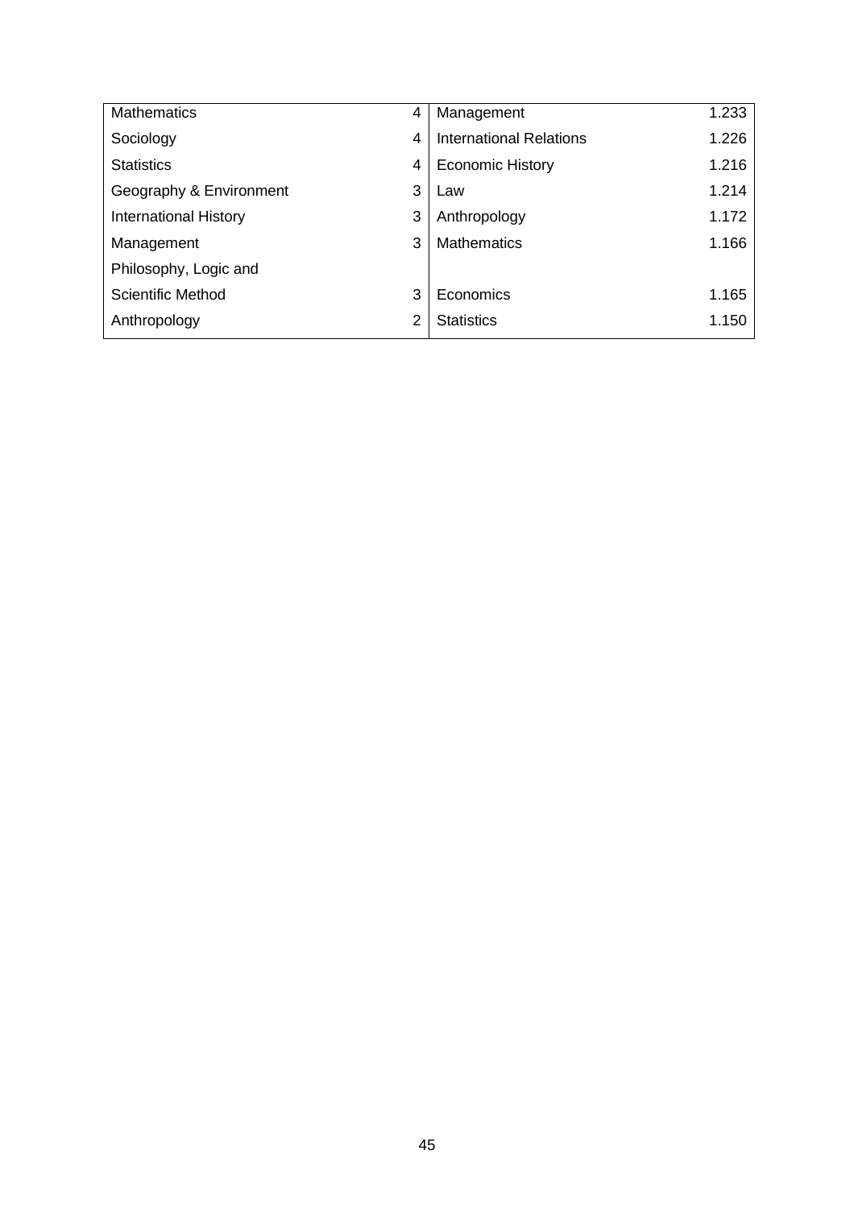| | | | |
|---|---|---|---|
| Mathematics | 4 | Management | 1.233 |
| Sociology | 4 | International Relations | 1.226 |
| Statistics | 4 | Economic History | 1.216 |
| Geography & Environment | 3 | Law | 1.214 |
| International History | 3 | Anthropology | 1.172 |
| Management | 3 | Mathematics | 1.166 |
| Philosophy, Logic and Scientific Method | 3 | Economics | 1.165 |
| Anthropology | 2 | Statistics | 1.150 |